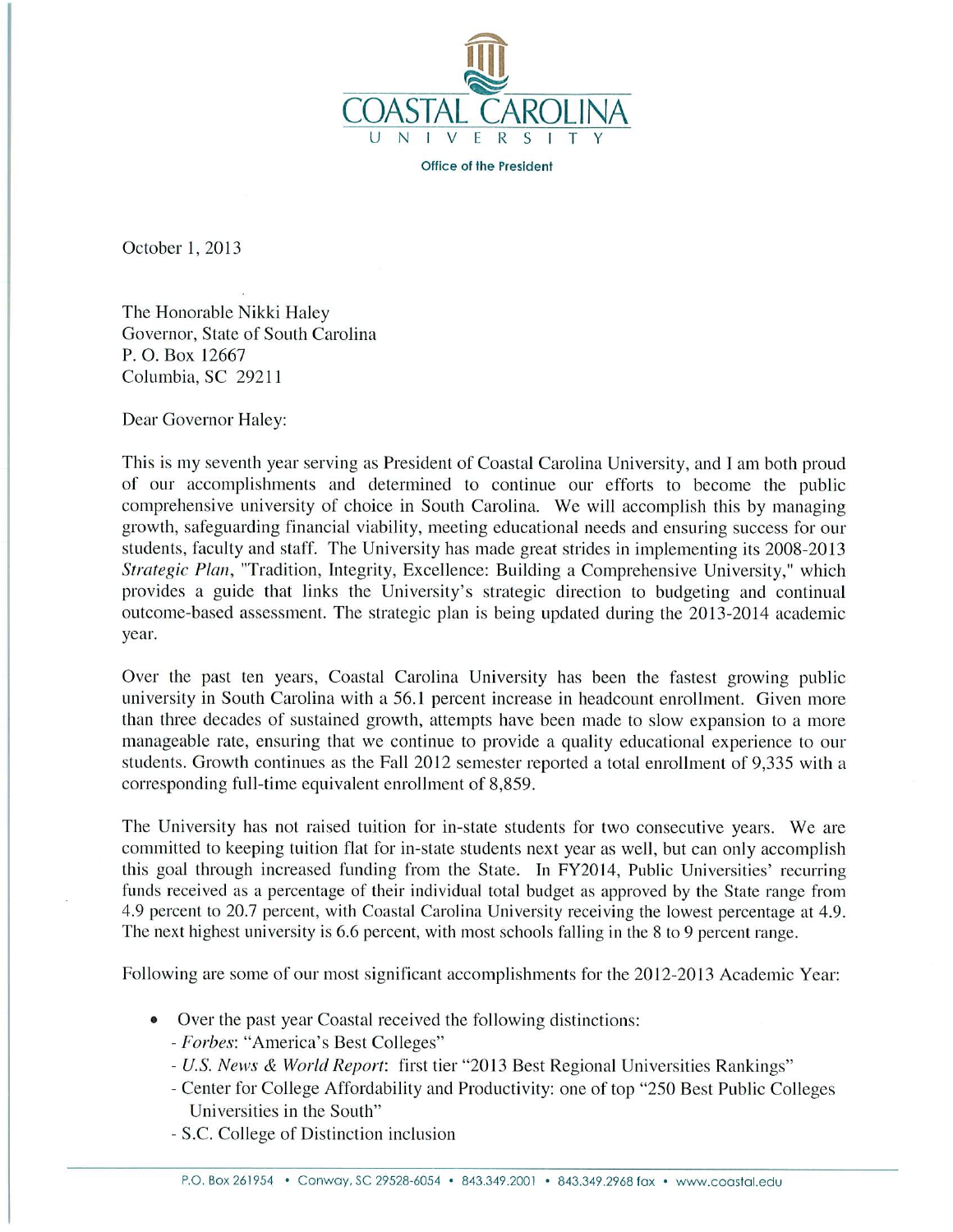COASTAL CAROLINA UNIVERSITY

Office of the President

October 1, 2013

The Honorable Nikki Haley
Governor, State of South Carolina
P. O. Box 12667
Columbia, SC 29211

Dear Governor Haley:

This is my seventh year serving as President of Coastal Carolina University, and I am both proud of our accomplishments and determined to continue our efforts to become the public comprehensive university of choice in South Carolina. We will accomplish this by managing growth, safeguarding financial viability, meeting educational needs and ensuring success for our students, faculty and staff. The University has made great strides in implementing its 2008-2013 *Strategic Plan*, "Tradition, Integrity, Excellence: Building a Comprehensive University," which provides a guide that links the University's strategic direction to budgeting and continual outcome-based assessment. The strategic plan is being updated during the 2013-2014 academic year.

Over the past ten years, Coastal Carolina University has been the fastest growing public university in South Carolina with a 56.1 percent increase in headcount enrollment. Given more than three decades of sustained growth, attempts have been made to slow expansion to a more manageable rate, ensuring that we continue to provide a quality educational experience to our students. Growth continues as the Fall 2012 semester reported a total enrollment of 9,335 with a corresponding full-time equivalent enrollment of 8,859.

The University has not raised tuition for in-state students for two consecutive years. We are committed to keeping tuition flat for in-state students next year as well, but can only accomplish this goal through increased funding from the State. In FY2014, Public Universities' recurring funds received as a percentage of their individual total budget as approved by the State range from 4.9 percent to 20.7 percent, with Coastal Carolina University receiving the lowest percentage at 4.9. The next highest university is 6.6 percent, with most schools falling in the 8 to 9 percent range.

Following are some of our most significant accomplishments for the 2012-2013 Academic Year:

- Over the past year Coastal received the following distinctions:
  - *Forbes*: "America's Best Colleges"
  - *U.S. News & World Report*: first tier "2013 Best Regional Universities Rankings"
  - Center for College Affordability and Productivity: one of top "250 Best Public Colleges Universities in the South"
  - S.C. College of Distinction inclusion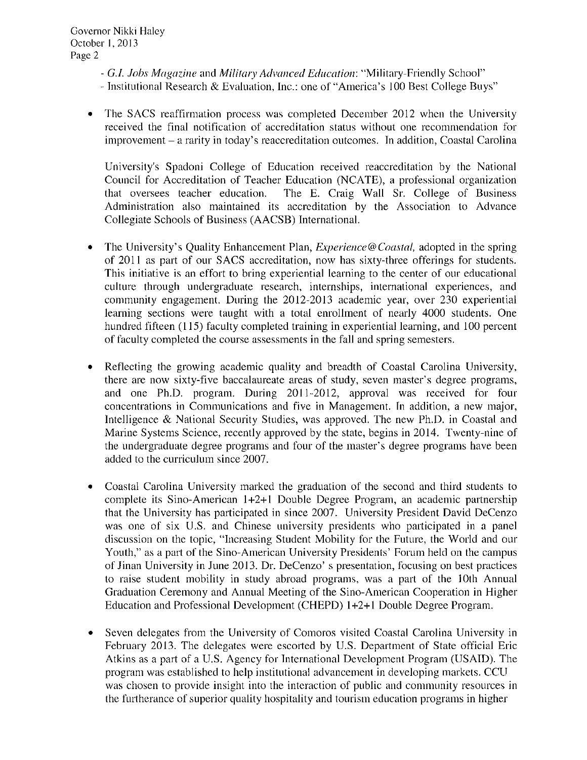- *G.I. Jobs Magazine* and *Military Advanced Education*: "Military-Friendly School"
- Institutional Research & Evaluation, Inc.: one of "America's 100 Best College Buys"

- The SACS reaffirmation process was completed December 2012 when the University received the final notification of accreditation status without one recommendation for improvement – a rarity in today's reaccreditation outcomes. In addition, Coastal Carolina

  University's Spadoni College of Education received reaccreditation by the National Council for Accreditation of Teacher Education (NCATE), a professional organization that oversees teacher education. The E. Craig Wall Sr. College of Business Administration also maintained its accreditation by the Association to Advance Collegiate Schools of Business (AACSB) International.

- The University's Quality Enhancement Plan, *Experience@Coastal,* adopted in the spring of 2011 as part of our SACS accreditation, now has sixty-three offerings for students. This initiative is an effort to bring experiential learning to the center of our educational culture through undergraduate research, internships, international experiences, and community engagement. During the 2012-2013 academic year, over 230 experiential learning sections were taught with a total enrollment of nearly 4000 students. One hundred fifteen (115) faculty completed training in experiential learning, and 100 percent of faculty completed the course assessments in the fall and spring semesters.

- Reflecting the growing academic quality and breadth of Coastal Carolina University, there are now sixty-five baccalaureate areas of study, seven master's degree programs, and one Ph.D. program. During 2011-2012, approval was received for four concentrations in Communications and five in Management. In addition, a new major, Intelligence & National Security Studies, was approved. The new Ph.D. in Coastal and Marine Systems Science, recently approved by the state, begins in 2014. Twenty-nine of the undergraduate degree programs and four of the master's degree programs have been added to the curriculum since 2007.

- Coastal Carolina University marked the graduation of the second and third students to complete its Sino-American 1+2+1 Double Degree Program, an academic partnership that the University has participated in since 2007. University President David DeCenzo was one of six U.S. and Chinese university presidents who participated in a panel discussion on the topic, "Increasing Student Mobility for the Future, the World and our Youth," as a part of the Sino-American University Presidents' Forum held on the campus of Jinan University in June 2013. Dr. DeCenzo' s presentation, focusing on best practices to raise student mobility in study abroad programs, was a part of the 10th Annual Graduation Ceremony and Annual Meeting of the Sino-American Cooperation in Higher Education and Professional Development (CHEPD) 1+2+1 Double Degree Program.

- Seven delegates from the University of Comoros visited Coastal Carolina University in February 2013. The delegates were escorted by U.S. Department of State official Eric Atkins as a part of a U.S. Agency for International Development Program (USAID). The program was established to help institutional advancement in developing markets. CCU was chosen to provide insight into the interaction of public and community resources in the furtherance of superior quality hospitality and tourism education programs in higher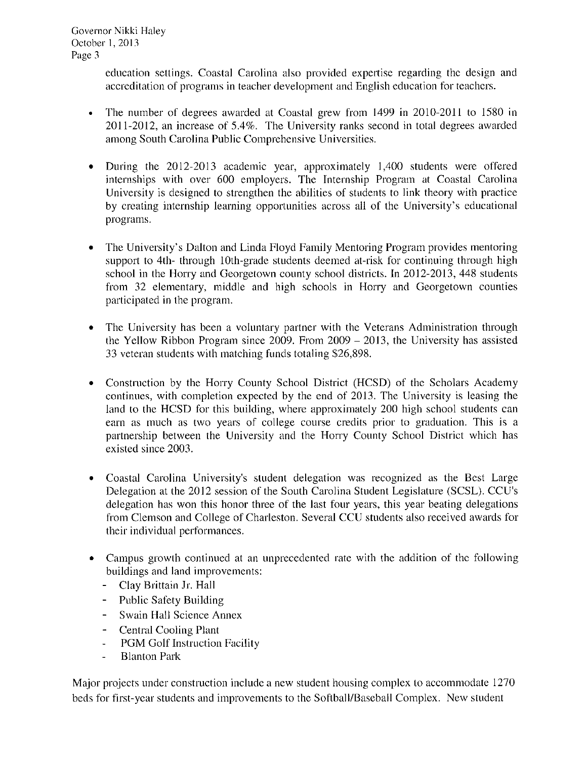education settings. Coastal Carolina also provided expertise regarding the design and accreditation of programs in teacher development and English education for teachers.

- The number of degrees awarded at Coastal grew from 1499 in 2010-2011 to 1580 in 2011-2012, an increase of 5.4%. The University ranks second in total degrees awarded among South Carolina Public Comprehensive Universities.

- During the 2012-2013 academic year, approximately 1,400 students were offered internships with over 600 employers. The Internship Program at Coastal Carolina University is designed to strengthen the abilities of students to link theory with practice by creating internship learning opportunities across all of the University's educational programs.

- The University's Dalton and Linda Floyd Family Mentoring Program provides mentoring support to 4th- through 10th-grade students deemed at-risk for continuing through high school in the Horry and Georgetown county school districts. In 2012-2013, 448 students from 32 elementary, middle and high schools in Horry and Georgetown counties participated in the program.

- The University has been a voluntary partner with the Veterans Administration through the Yellow Ribbon Program since 2009. From 2009 – 2013, the University has assisted 33 veteran students with matching funds totaling $26,898.

- Construction by the Horry County School District (HCSD) of the Scholars Academy continues, with completion expected by the end of 2013. The University is leasing the land to the HCSD for this building, where approximately 200 high school students can earn as much as two years of college course credits prior to graduation. This is a partnership between the University and the Horry County School District which has existed since 2003.

- Coastal Carolina University's student delegation was recognized as the Best Large Delegation at the 2012 session of the South Carolina Student Legislature (SCSL). CCU's delegation has won this honor three of the last four years, this year beating delegations from Clemson and College of Charleston. Several CCU students also received awards for their individual performances.

- Campus growth continued at an unprecedented rate with the addition of the following buildings and land improvements:
  - Clay Brittain Jr. Hall
  - Public Safety Building
  - Swain Hall Science Annex
  - Central Cooling Plant
  - PGM Golf Instruction Facility
  - Blanton Park

Major projects under construction include a new student housing complex to accommodate 1270 beds for first-year students and improvements to the Softball/Baseball Complex. New student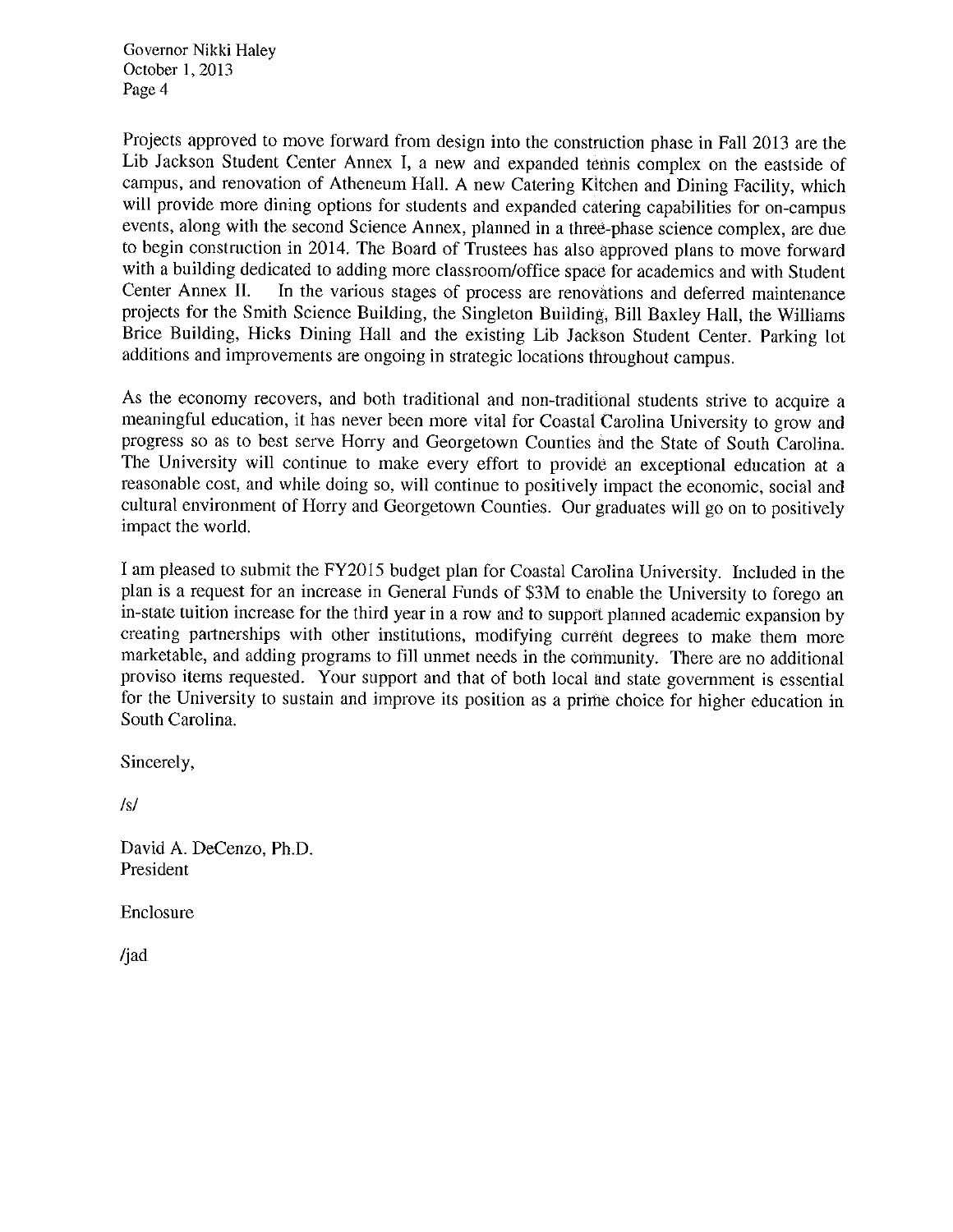Projects approved to move forward from design into the construction phase in Fall 2013 are the Lib Jackson Student Center Annex I, a new and expanded tennis complex on the eastside of campus, and renovation of Atheneum Hall. A new Catering Kitchen and Dining Facility, which will provide more dining options for students and expanded catering capabilities for on-campus events, along with the second Science Annex, planned in a three-phase science complex, are due to begin construction in 2014. The Board of Trustees has also approved plans to move forward with a building dedicated to adding more classroom/office space for academics and with Student Center Annex II. In the various stages of process are renovations and deferred maintenance projects for the Smith Science Building, the Singleton Building, Bill Baxley Hall, the Williams Brice Building, Hicks Dining Hall and the existing Lib Jackson Student Center. Parking lot additions and improvements are ongoing in strategic locations throughout campus.

As the economy recovers, and both traditional and non-traditional students strive to acquire a meaningful education, it has never been more vital for Coastal Carolina University to grow and progress so as to best serve Horry and Georgetown Counties and the State of South Carolina. The University will continue to make every effort to provide an exceptional education at a reasonable cost, and while doing so, will continue to positively impact the economic, social and cultural environment of Horry and Georgetown Counties. Our graduates will go on to positively impact the world.

I am pleased to submit the FY2015 budget plan for Coastal Carolina University. Included in the plan is a request for an increase in General Funds of $3M to enable the University to forego an in-state tuition increase for the third year in a row and to support planned academic expansion by creating partnerships with other institutions, modifying current degrees to make them more marketable, and adding programs to fill unmet needs in the community. There are no additional proviso items requested. Your support and that of both local and state government is essential for the University to sustain and improve its position as a prime choice for higher education in South Carolina.

Sincerely,

/s/

David A. DeCenzo, Ph.D.
President

Enclosure

/jad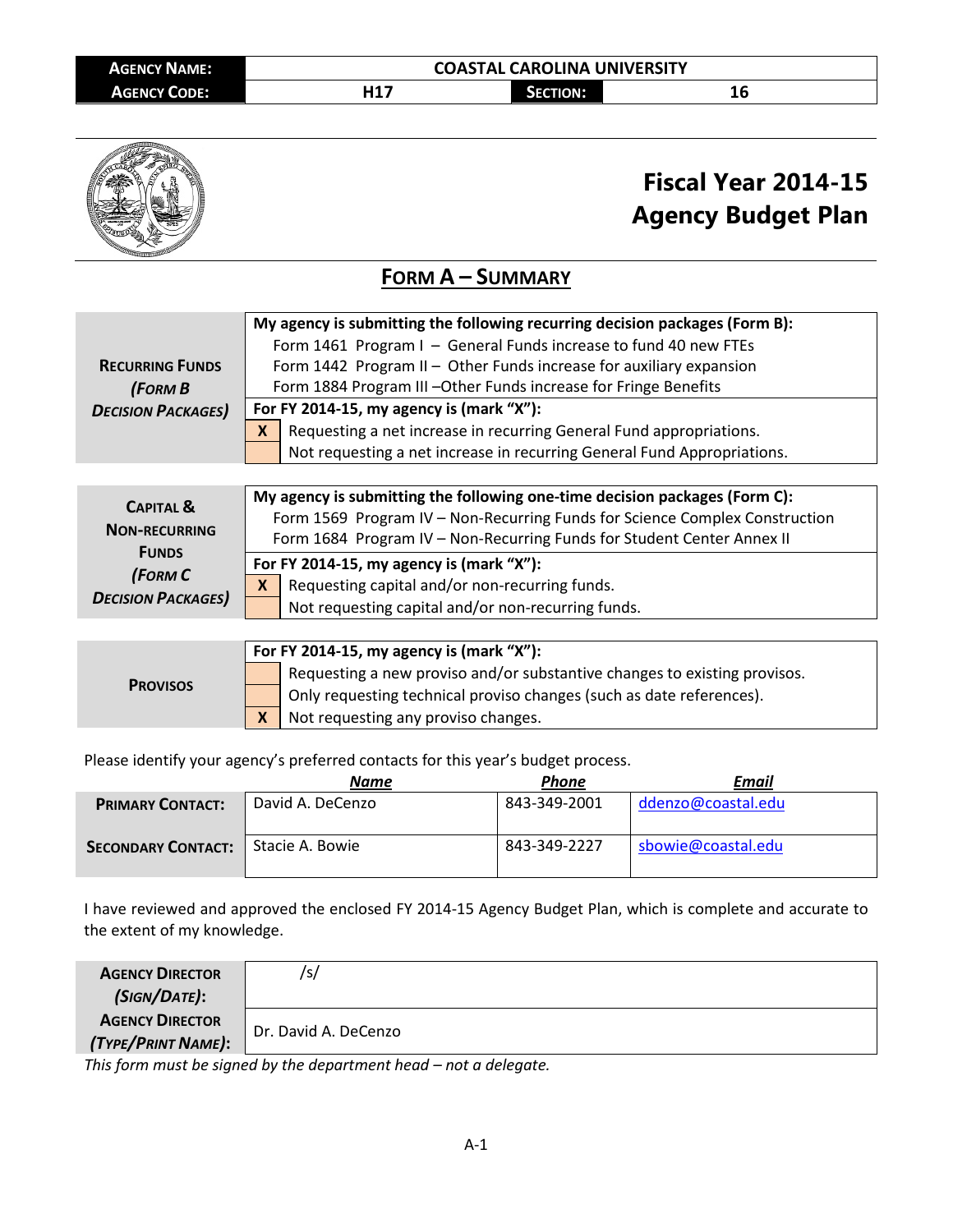| **AGENCY NAME:** | COASTAL CAROLINA UNIVERSITY | | |
|---|---|---|---|
| **AGENCY CODE:** | H17 | **SECTION:** | 16 |

# Fiscal Year 2014-15 Agency Budget Plan

## FORM A – SUMMARY

| | | |
|---|---|---|
| **RECURRING FUNDS *(FORM B DECISION PACKAGES)*** | **My agency is submitting the following recurring decision packages (Form B):** Form 1461 Program I – General Funds increase to fund 40 new FTEs; Form 1442 Program II – Other Funds increase for auxiliary expansion; Form 1884 Program III –Other Funds increase for Fringe Benefits | |
| | **For FY 2014-15, my agency is (mark "X"):** | |
| | X | Requesting a net increase in recurring General Fund appropriations. |
| | | Not requesting a net increase in recurring General Fund Appropriations. |

| | | |
|---|---|---|
| **CAPITAL & NON-RECURRING FUNDS *(FORM C DECISION PACKAGES)*** | **My agency is submitting the following one-time decision packages (Form C):** Form 1569 Program IV – Non-Recurring Funds for Science Complex Construction; Form 1684 Program IV – Non-Recurring Funds for Student Center Annex II | |
| | **For FY 2014-15, my agency is (mark "X"):** | |
| | X | Requesting capital and/or non-recurring funds. |
| | | Not requesting capital and/or non-recurring funds. |

| | | |
|---|---|---|
| **PROVISOS** | **For FY 2014-15, my agency is (mark "X"):** | |
| | | Requesting a new proviso and/or substantive changes to existing provisos. |
| | | Only requesting technical proviso changes (such as date references). |
| | X | Not requesting any proviso changes. |

Please identify your agency's preferred contacts for this year's budget process.

| | ***Name*** | ***Phone*** | ***Email*** |
|---|---|---|---|
| **PRIMARY CONTACT:** | David A. DeCenzo | 843-349-2001 | ddenzo@coastal.edu |
| **SECONDARY CONTACT:** | Stacie A. Bowie | 843-349-2227 | sbowie@coastal.edu |

I have reviewed and approved the enclosed FY 2014-15 Agency Budget Plan, which is complete and accurate to the extent of my knowledge.

| | |
|---|---|
| **AGENCY DIRECTOR *(SIGN/DATE)*:** | /s/ |
| **AGENCY DIRECTOR *(TYPE/PRINT NAME)*:** | Dr. David A. DeCenzo |

*This form must be signed by the department head – not a delegate.*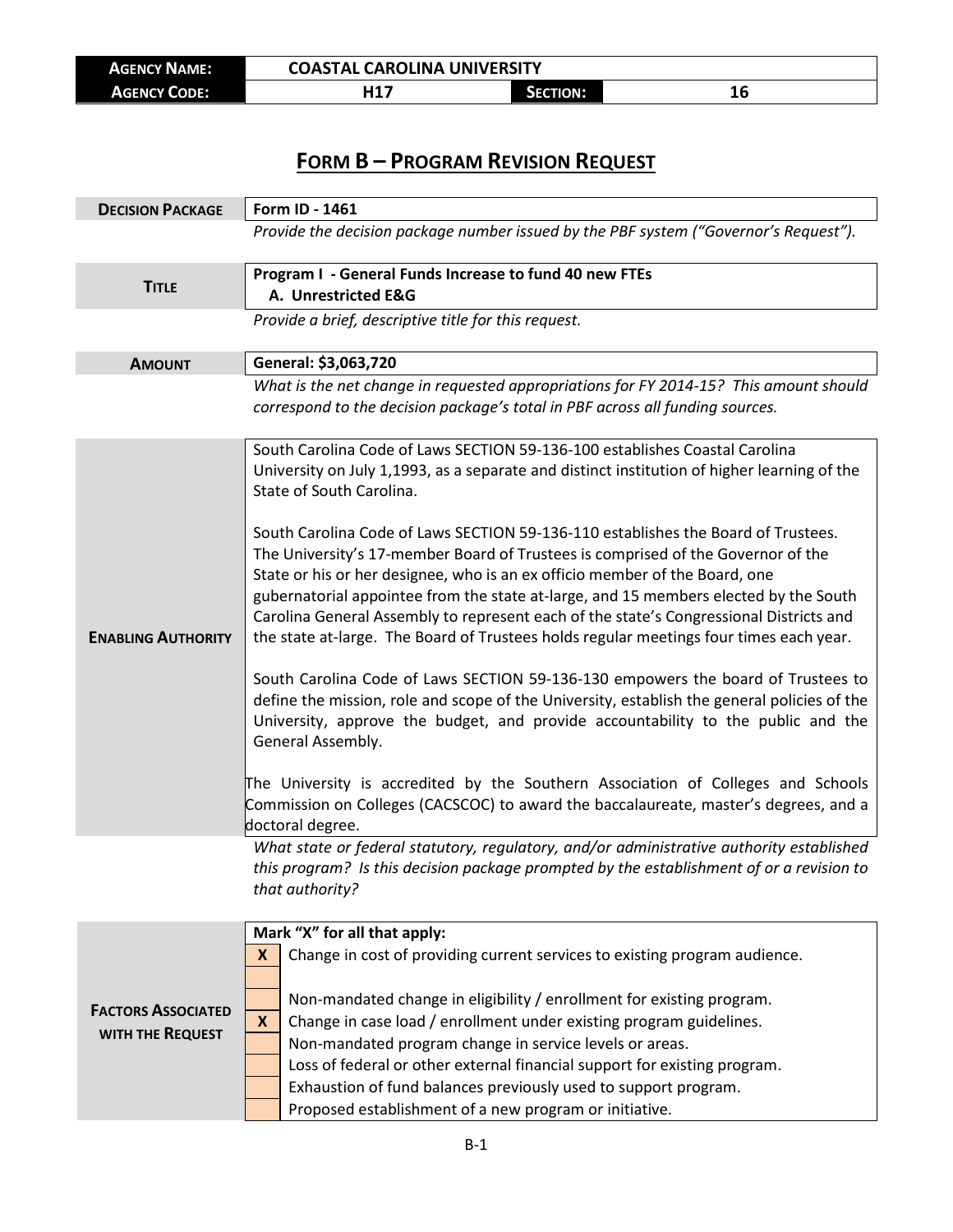| AGENCY NAME: | COASTAL CAROLINA UNIVERSITY | | |
|---|---|---|---|
| AGENCY CODE: | H17 | SECTION: | 16 |

# FORM B – PROGRAM REVISION REQUEST

| | |
|---|---|
| **DECISION PACKAGE** | **Form ID - 1461** |
| | *Provide the decision package number issued by the PBF system ("Governor's Request").* |
| **TITLE** | **Program I - General Funds Increase to fund 40 new FTEs**<br>**A. Unrestricted E&G** |
| | *Provide a brief, descriptive title for this request.* |
| **AMOUNT** | **General: $3,063,720** |
| | *What is the net change in requested appropriations for FY 2014-15? This amount should correspond to the decision package's total in PBF across all funding sources.* |
| **ENABLING AUTHORITY** | South Carolina Code of Laws SECTION 59-136-100 establishes Coastal Carolina University on July 1,1993, as a separate and distinct institution of higher learning of the State of South Carolina.<br><br>South Carolina Code of Laws SECTION 59-136-110 establishes the Board of Trustees. The University's 17-member Board of Trustees is comprised of the Governor of the State or his or her designee, who is an ex officio member of the Board, one gubernatorial appointee from the state at-large, and 15 members elected by the South Carolina General Assembly to represent each of the state's Congressional Districts and the state at-large. The Board of Trustees holds regular meetings four times each year.<br><br>South Carolina Code of Laws SECTION 59-136-130 empowers the board of Trustees to define the mission, role and scope of the University, establish the general policies of the University, approve the budget, and provide accountability to the public and the General Assembly.<br><br>The University is accredited by the Southern Association of Colleges and Schools Commission on Colleges (CACSCOC) to award the baccalaureate, master's degrees, and a doctoral degree. |
| | *What state or federal statutory, regulatory, and/or administrative authority established this program? Is this decision package prompted by the establishment of or a revision to that authority?* |

**FACTORS ASSOCIATED WITH THE REQUEST**

**Mark "X" for all that apply:**

| | |
|---|---|
| X | Change in cost of providing current services to existing program audience. |
| | Non-mandated change in eligibility / enrollment for existing program. |
| X | Change in case load / enrollment under existing program guidelines. |
| | Non-mandated program change in service levels or areas. |
| | Loss of federal or other external financial support for existing program. |
| | Exhaustion of fund balances previously used to support program. |
| | Proposed establishment of a new program or initiative. |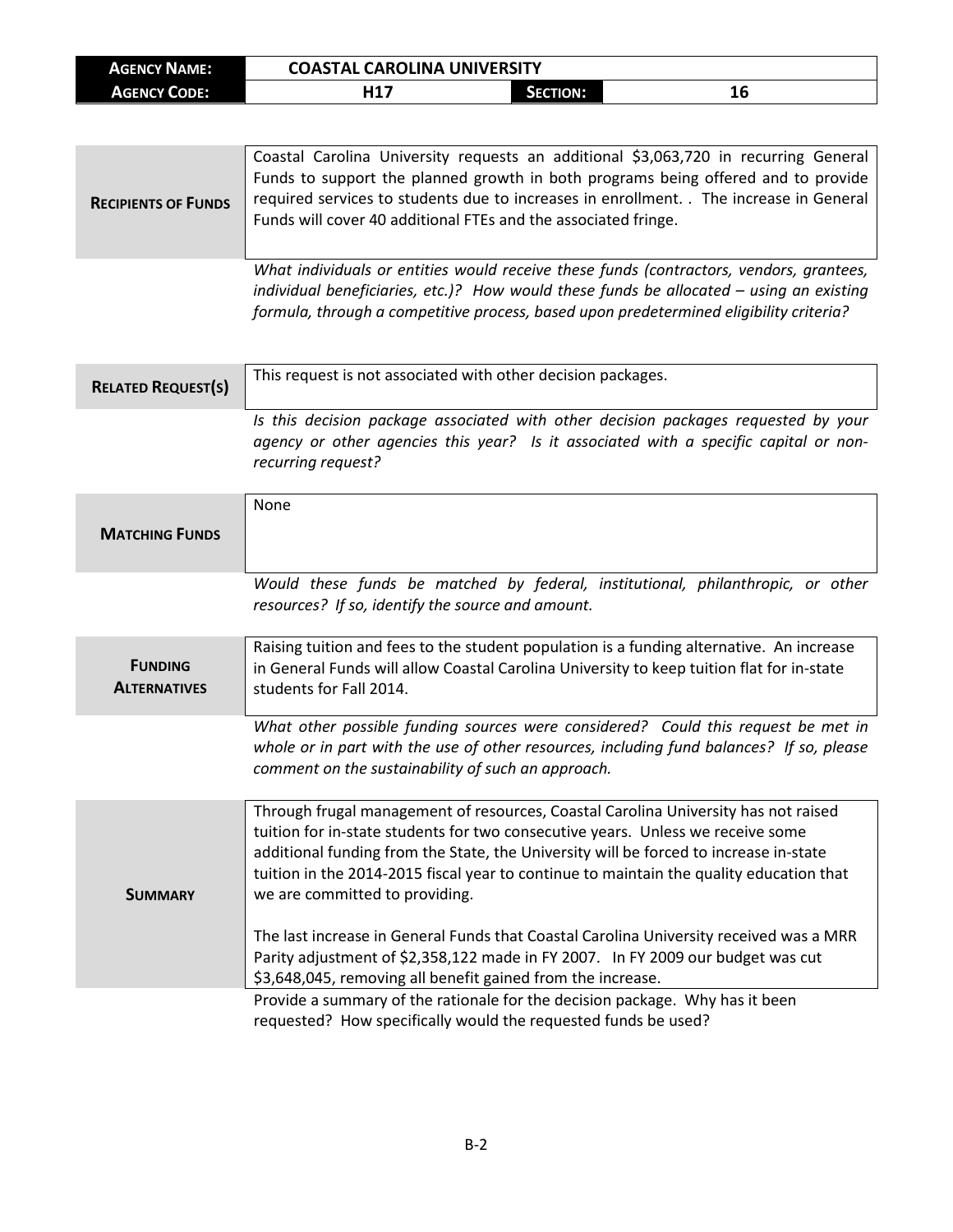| **AGENCY NAME:** | **COASTAL CAROLINA UNIVERSITY** | | |
|---|---|---|---|
| **AGENCY CODE:** | **H17** | **SECTION:** | **16** |

| | |
|---|---|
| **RECIPIENTS OF FUNDS** | Coastal Carolina University requests an additional $3,063,720 in recurring General Funds to support the planned growth in both programs being offered and to provide required services to students due to increases in enrollment. . The increase in General Funds will cover 40 additional FTEs and the associated fringe. |
| | *What individuals or entities would receive these funds (contractors, vendors, grantees, individual beneficiaries, etc.)? How would these funds be allocated – using an existing formula, through a competitive process, based upon predetermined eligibility criteria?* |
| **RELATED REQUEST(S)** | This request is not associated with other decision packages. |
| | *Is this decision package associated with other decision packages requested by your agency or other agencies this year? Is it associated with a specific capital or non-recurring request?* |
| **MATCHING FUNDS** | None |
| | *Would these funds be matched by federal, institutional, philanthropic, or other resources? If so, identify the source and amount.* |
| **FUNDING ALTERNATIVES** | Raising tuition and fees to the student population is a funding alternative. An increase in General Funds will allow Coastal Carolina University to keep tuition flat for in-state students for Fall 2014. |
| | *What other possible funding sources were considered? Could this request be met in whole or in part with the use of other resources, including fund balances? If so, please comment on the sustainability of such an approach.* |
| **SUMMARY** | Through frugal management of resources, Coastal Carolina University has not raised tuition for in-state students for two consecutive years. Unless we receive some additional funding from the State, the University will be forced to increase in-state tuition in the 2014-2015 fiscal year to continue to maintain the quality education that we are committed to providing.<br><br>The last increase in General Funds that Coastal Carolina University received was a MRR Parity adjustment of $2,358,122 made in FY 2007. In FY 2009 our budget was cut $3,648,045, removing all benefit gained from the increase. |
| | Provide a summary of the rationale for the decision package. Why has it been requested? How specifically would the requested funds be used? |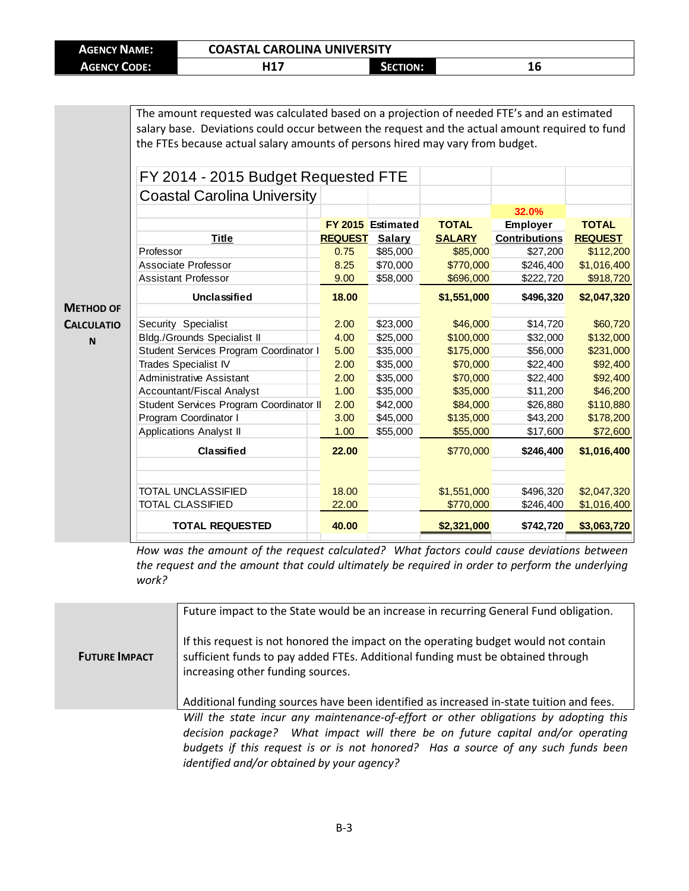| **AGENCY NAME:** | **COASTAL CAROLINA UNIVERSITY** | | |
|---|---|---|---|
| **AGENCY CODE:** | **H17** | **SECTION:** | **16** |

**METHOD OF CALCULATION**

The amount requested was calculated based on a projection of needed FTE's and an estimated salary base. Deviations could occur between the request and the actual amount required to fund the FTEs because actual salary amounts of persons hired may vary from budget.

FY 2014 - 2015 Budget Requested FTE

Coastal Carolina University

| Title | FY 2015 REQUEST | Estimated Salary | TOTAL SALARY | 32.0% Employer Contributions | TOTAL REQUEST |
|---|---|---|---|---|---|
| Professor | 0.75 | $85,000 | $85,000 | $27,200 | $112,200 |
| Associate Professor | 8.25 | $70,000 | $770,000 | $246,400 | $1,016,400 |
| Assistant Professor | 9.00 | $58,000 | $696,000 | $222,720 | $918,720 |
| **Unclassified** | **18.00** | | **$1,551,000** | **$496,320** | **$2,047,320** |
| Security Specialist | 2.00 | $23,000 | $46,000 | $14,720 | $60,720 |
| Bldg./Grounds Specialist II | 4.00 | $25,000 | $100,000 | $32,000 | $132,000 |
| Student Services Program Coordinator I | 5.00 | $35,000 | $175,000 | $56,000 | $231,000 |
| Trades Specialist IV | 2.00 | $35,000 | $70,000 | $22,400 | $92,400 |
| Administrative Assistant | 2.00 | $35,000 | $70,000 | $22,400 | $92,400 |
| Accountant/Fiscal Analyst | 1.00 | $35,000 | $35,000 | $11,200 | $46,200 |
| Student Services Program Coordinator II | 2.00 | $42,000 | $84,000 | $26,880 | $110,880 |
| Program Coordinator I | 3.00 | $45,000 | $135,000 | $43,200 | $178,200 |
| Applications Analyst II | 1.00 | $55,000 | $55,000 | $17,600 | $72,600 |
| **Classified** | **22.00** | | $770,000 | **$246,400** | **$1,016,400** |
| TOTAL UNCLASSIFIED | 18.00 | | $1,551,000 | $496,320 | $2,047,320 |
| TOTAL CLASSIFIED | 22.00 | | $770,000 | $246,400 | $1,016,400 |
| **TOTAL REQUESTED** | **40.00** | | **$2,321,000** | **$742,720** | **$3,063,720** |

*How was the amount of the request calculated? What factors could cause deviations between the request and the amount that could ultimately be required in order to perform the underlying work?*

**FUTURE IMPACT**

Future impact to the State would be an increase in recurring General Fund obligation.

If this request is not honored the impact on the operating budget would not contain sufficient funds to pay added FTEs. Additional funding must be obtained through increasing other funding sources.

Additional funding sources have been identified as increased in-state tuition and fees.

*Will the state incur any maintenance-of-effort or other obligations by adopting this decision package? What impact will there be on future capital and/or operating budgets if this request is or is not honored? Has a source of any such funds been identified and/or obtained by your agency?*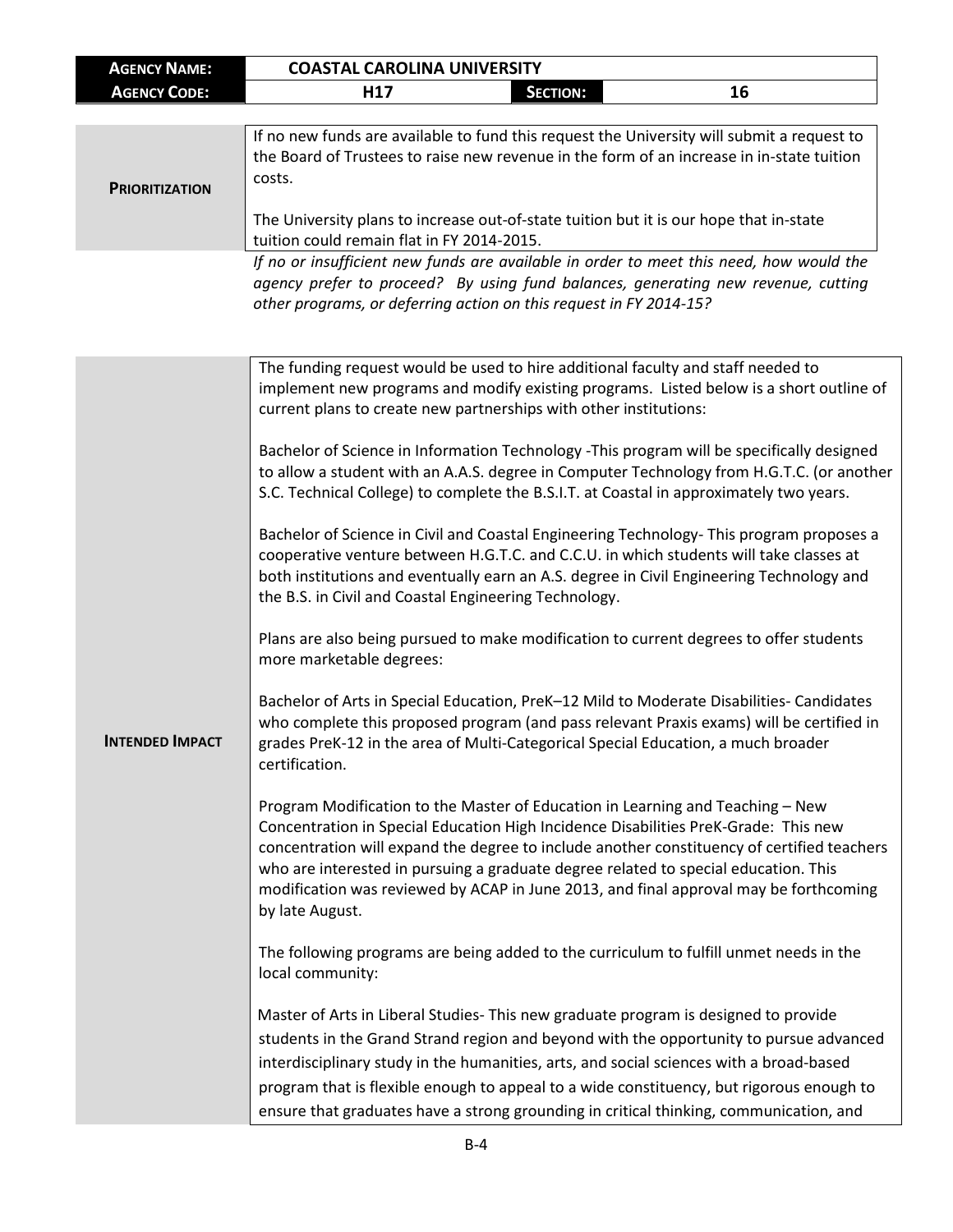| AGENCY NAME: | COASTAL CAROLINA UNIVERSITY | | |
|---|---|---|---|
| AGENCY CODE: | H17 | SECTION: | 16 |

| | |
|---|---|
| **PRIORITIZATION** | If no new funds are available to fund this request the University will submit a request to the Board of Trustees to raise new revenue in the form of an increase in in-state tuition costs.<br><br>The University plans to increase out-of-state tuition but it is our hope that in-state tuition could remain flat in FY 2014-2015. |

*If no or insufficient new funds are available in order to meet this need, how would the agency prefer to proceed? By using fund balances, generating new revenue, cutting other programs, or deferring action on this request in FY 2014-15?*

**INTENDED IMPACT**

The funding request would be used to hire additional faculty and staff needed to implement new programs and modify existing programs. Listed below is a short outline of current plans to create new partnerships with other institutions:

Bachelor of Science in Information Technology -This program will be specifically designed to allow a student with an A.A.S. degree in Computer Technology from H.G.T.C. (or another S.C. Technical College) to complete the B.S.I.T. at Coastal in approximately two years.

Bachelor of Science in Civil and Coastal Engineering Technology- This program proposes a cooperative venture between H.G.T.C. and C.C.U. in which students will take classes at both institutions and eventually earn an A.S. degree in Civil Engineering Technology and the B.S. in Civil and Coastal Engineering Technology.

Plans are also being pursued to make modification to current degrees to offer students more marketable degrees:

Bachelor of Arts in Special Education, PreK–12 Mild to Moderate Disabilities- Candidates who complete this proposed program (and pass relevant Praxis exams) will be certified in grades PreK-12 in the area of Multi-Categorical Special Education, a much broader certification.

Program Modification to the Master of Education in Learning and Teaching – New Concentration in Special Education High Incidence Disabilities PreK-Grade: This new concentration will expand the degree to include another constituency of certified teachers who are interested in pursuing a graduate degree related to special education. This modification was reviewed by ACAP in June 2013, and final approval may be forthcoming by late August.

The following programs are being added to the curriculum to fulfill unmet needs in the local community:

Master of Arts in Liberal Studies- This new graduate program is designed to provide students in the Grand Strand region and beyond with the opportunity to pursue advanced interdisciplinary study in the humanities, arts, and social sciences with a broad-based program that is flexible enough to appeal to a wide constituency, but rigorous enough to ensure that graduates have a strong grounding in critical thinking, communication, and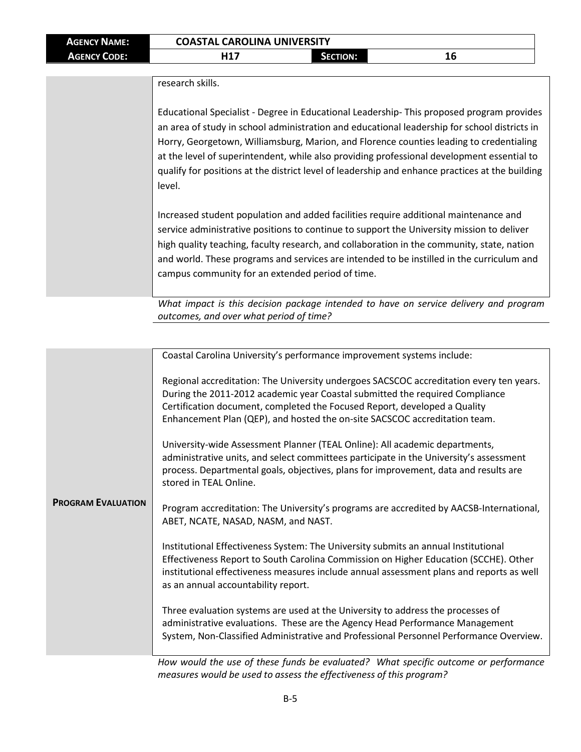| **AGENCY NAME:** | **COASTAL CAROLINA UNIVERSITY** | | |
|---|---|---|---|
| **AGENCY CODE:** | **H17** | **SECTION:** | **16** |

research skills.

Educational Specialist - Degree in Educational Leadership- This proposed program provides an area of study in school administration and educational leadership for school districts in Horry, Georgetown, Williamsburg, Marion, and Florence counties leading to credentialing at the level of superintendent, while also providing professional development essential to qualify for positions at the district level of leadership and enhance practices at the building level.

Increased student population and added facilities require additional maintenance and service administrative positions to continue to support the University mission to deliver high quality teaching, faculty research, and collaboration in the community, state, nation and world. These programs and services are intended to be instilled in the curriculum and campus community for an extended period of time.

*What impact is this decision package intended to have on service delivery and program outcomes, and over what period of time?*

**PROGRAM EVALUATION**

Coastal Carolina University's performance improvement systems include:

Regional accreditation: The University undergoes SACSCOC accreditation every ten years. During the 2011-2012 academic year Coastal submitted the required Compliance Certification document, completed the Focused Report, developed a Quality Enhancement Plan (QEP), and hosted the on-site SACSCOC accreditation team.

University-wide Assessment Planner (TEAL Online): All academic departments, administrative units, and select committees participate in the University's assessment process. Departmental goals, objectives, plans for improvement, data and results are stored in TEAL Online.

Program accreditation: The University's programs are accredited by AACSB-International, ABET, NCATE, NASAD, NASM, and NAST.

Institutional Effectiveness System: The University submits an annual Institutional Effectiveness Report to South Carolina Commission on Higher Education (SCCHE). Other institutional effectiveness measures include annual assessment plans and reports as well as an annual accountability report.

Three evaluation systems are used at the University to address the processes of administrative evaluations. These are the Agency Head Performance Management System, Non-Classified Administrative and Professional Personnel Performance Overview.

*How would the use of these funds be evaluated? What specific outcome or performance measures would be used to assess the effectiveness of this program?*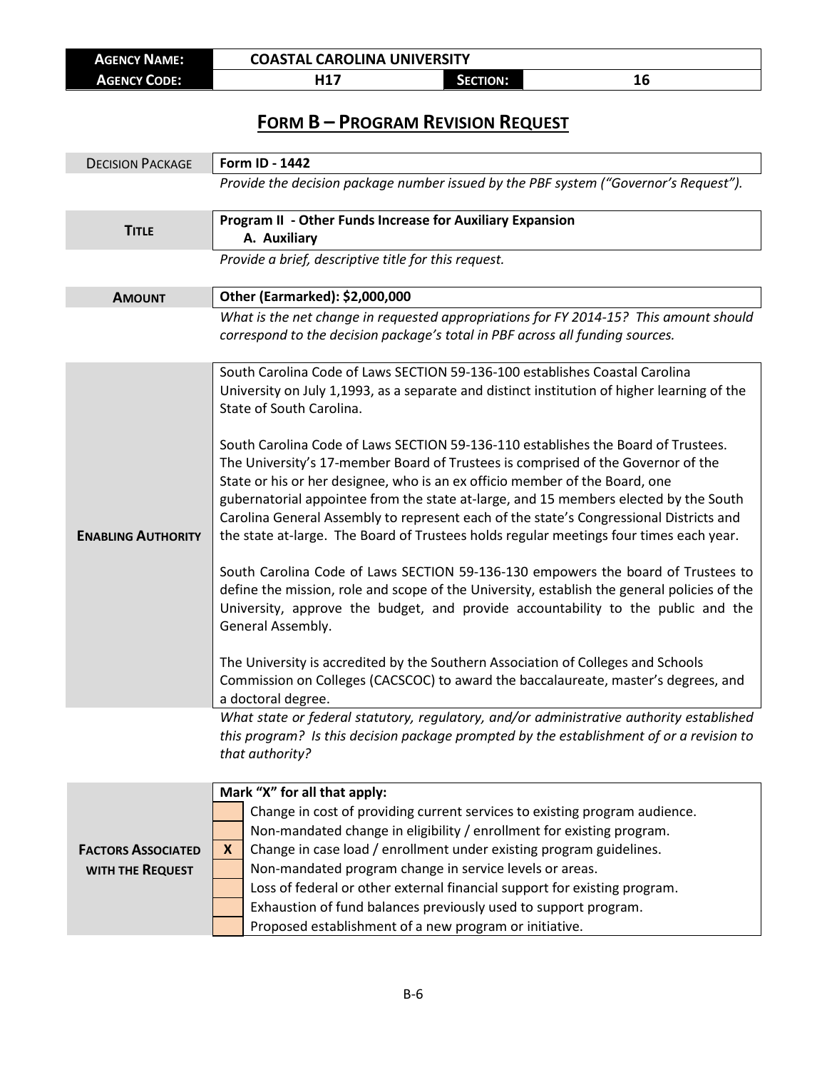| **Agency Name:** | **COASTAL CAROLINA UNIVERSITY** | | |
|---|---|---|---|
| **Agency Code:** | **H17** | **Section:** | **16** |

# FORM B – PROGRAM REVISION REQUEST

| | |
|---|---|
| DECISION PACKAGE | **Form ID - 1442** |
| | *Provide the decision package number issued by the PBF system ("Governor's Request").* |
| **TITLE** | **Program II - Other Funds Increase for Auxiliary Expansion**<br>**A. Auxiliary** |
| | *Provide a brief, descriptive title for this request.* |
| **AMOUNT** | **Other (Earmarked): $2,000,000** |
| | *What is the net change in requested appropriations for FY 2014-15? This amount should correspond to the decision package's total in PBF across all funding sources.* |
| **ENABLING AUTHORITY** | South Carolina Code of Laws SECTION 59-136-100 establishes Coastal Carolina University on July 1,1993, as a separate and distinct institution of higher learning of the State of South Carolina.<br><br>South Carolina Code of Laws SECTION 59-136-110 establishes the Board of Trustees. The University's 17-member Board of Trustees is comprised of the Governor of the State or his or her designee, who is an ex officio member of the Board, one gubernatorial appointee from the state at-large, and 15 members elected by the South Carolina General Assembly to represent each of the state's Congressional Districts and the state at-large. The Board of Trustees holds regular meetings four times each year.<br><br>South Carolina Code of Laws SECTION 59-136-130 empowers the board of Trustees to define the mission, role and scope of the University, establish the general policies of the University, approve the budget, and provide accountability to the public and the General Assembly.<br><br>The University is accredited by the Southern Association of Colleges and Schools Commission on Colleges (CACSCOC) to award the baccalaureate, master's degrees, and a doctoral degree. |
| | *What state or federal statutory, regulatory, and/or administrative authority established this program? Is this decision package prompted by the establishment of or a revision to that authority?* |

| **FACTORS ASSOCIATED WITH THE REQUEST** | **Mark "X" for all that apply:** |
|---|---|
| | Change in cost of providing current services to existing program audience. |
| | Non-mandated change in eligibility / enrollment for existing program. |
| **X** | Change in case load / enrollment under existing program guidelines. |
| | Non-mandated program change in service levels or areas. |
| | Loss of federal or other external financial support for existing program. |
| | Exhaustion of fund balances previously used to support program. |
| | Proposed establishment of a new program or initiative. |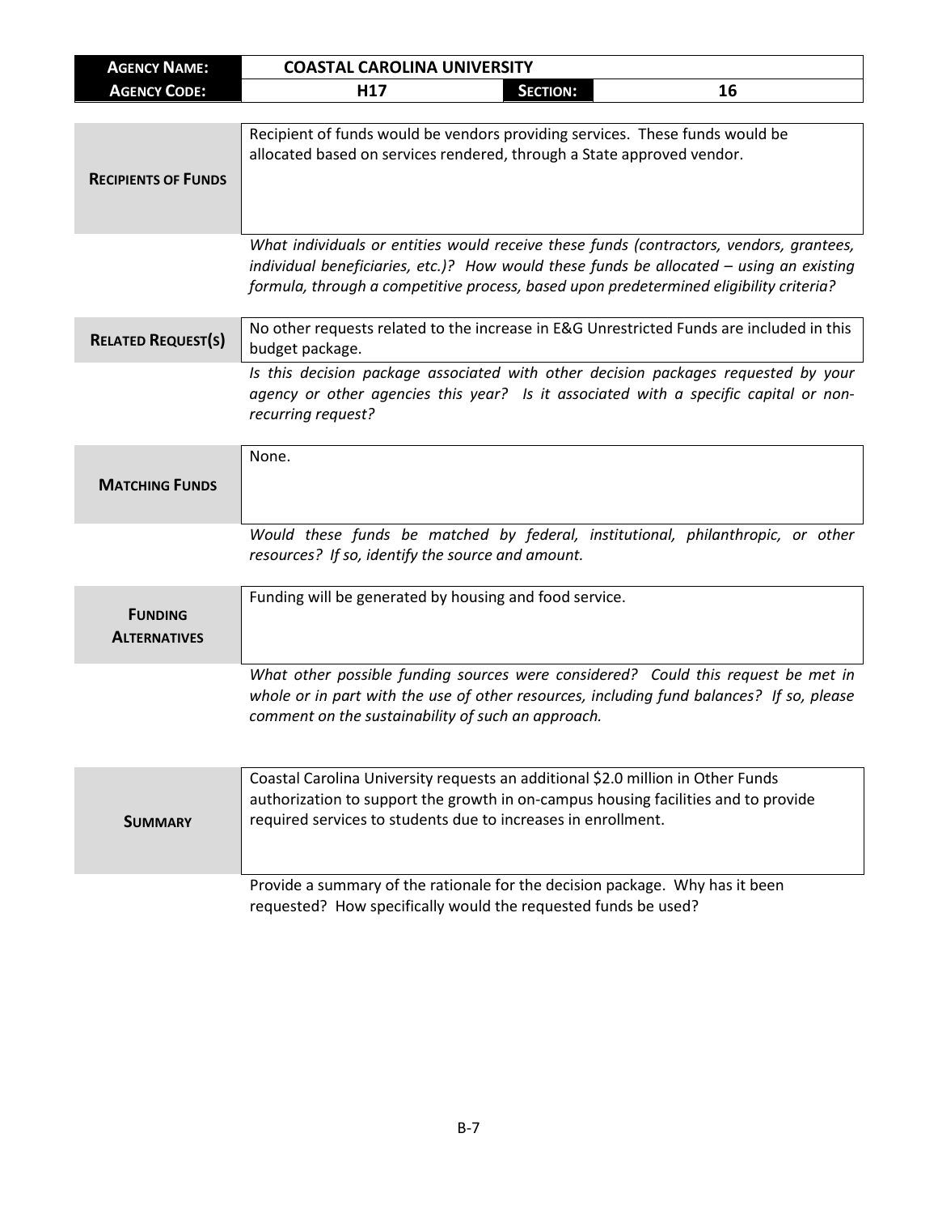| **AGENCY NAME:** | **COASTAL CAROLINA UNIVERSITY** | | |
|---|---|---|---|
| **AGENCY CODE:** | **H17** | **SECTION:** | **16** |

**RECIPIENTS OF FUNDS**

Recipient of funds would be vendors providing services. These funds would be allocated based on services rendered, through a State approved vendor.

*What individuals or entities would receive these funds (contractors, vendors, grantees, individual beneficiaries, etc.)? How would these funds be allocated – using an existing formula, through a competitive process, based upon predetermined eligibility criteria?*

**RELATED REQUEST(S)**

No other requests related to the increase in E&G Unrestricted Funds are included in this budget package.

*Is this decision package associated with other decision packages requested by your agency or other agencies this year? Is it associated with a specific capital or non-recurring request?*

**MATCHING FUNDS**

None.

*Would these funds be matched by federal, institutional, philanthropic, or other resources? If so, identify the source and amount.*

**FUNDING ALTERNATIVES**

Funding will be generated by housing and food service.

*What other possible funding sources were considered? Could this request be met in whole or in part with the use of other resources, including fund balances? If so, please comment on the sustainability of such an approach.*

**SUMMARY**

Coastal Carolina University requests an additional $2.0 million in Other Funds authorization to support the growth in on-campus housing facilities and to provide required services to students due to increases in enrollment.

Provide a summary of the rationale for the decision package. Why has it been requested? How specifically would the requested funds be used?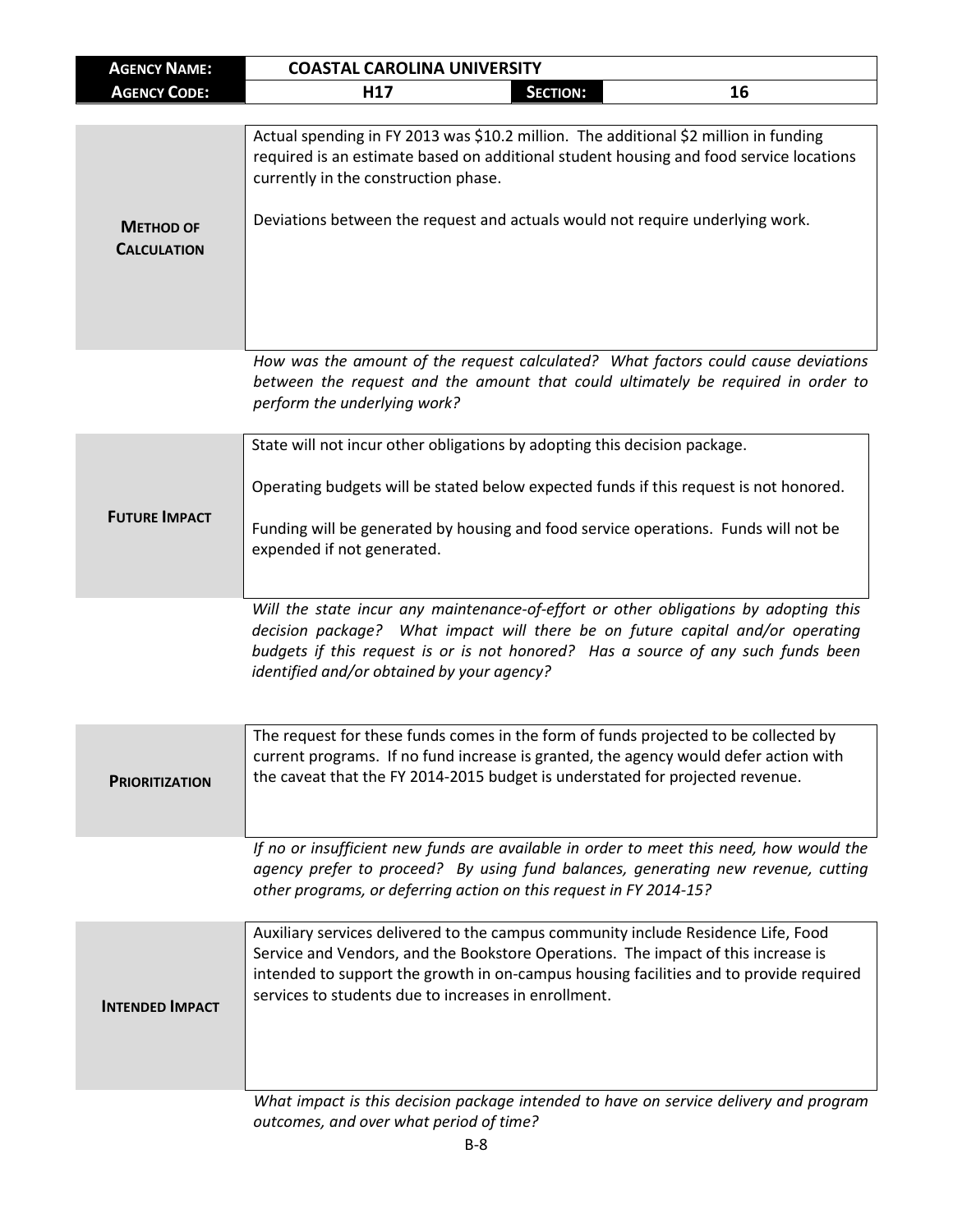| **AGENCY NAME:** | **COASTAL CAROLINA UNIVERSITY** | | |
|---|---|---|---|
| **AGENCY CODE:** | **H17** | **SECTION:** | **16** |

| **METHOD OF CALCULATION** | Actual spending in FY 2013 was $10.2 million. The additional $2 million in funding required is an estimate based on additional student housing and food service locations currently in the construction phase.<br><br>Deviations between the request and actuals would not require underlying work. |
|---|---|

*How was the amount of the request calculated? What factors could cause deviations between the request and the amount that could ultimately be required in order to perform the underlying work?*

| **FUTURE IMPACT** | State will not incur other obligations by adopting this decision package.<br><br>Operating budgets will be stated below expected funds if this request is not honored.<br><br>Funding will be generated by housing and food service operations. Funds will not be expended if not generated. |
|---|---|

*Will the state incur any maintenance-of-effort or other obligations by adopting this decision package? What impact will there be on future capital and/or operating budgets if this request is or is not honored? Has a source of any such funds been identified and/or obtained by your agency?*

| **PRIORITIZATION** | The request for these funds comes in the form of funds projected to be collected by current programs. If no fund increase is granted, the agency would defer action with the caveat that the FY 2014-2015 budget is understated for projected revenue. |
|---|---|

*If no or insufficient new funds are available in order to meet this need, how would the agency prefer to proceed? By using fund balances, generating new revenue, cutting other programs, or deferring action on this request in FY 2014-15?*

| **INTENDED IMPACT** | Auxiliary services delivered to the campus community include Residence Life, Food Service and Vendors, and the Bookstore Operations. The impact of this increase is intended to support the growth in on-campus housing facilities and to provide required services to students due to increases in enrollment. |
|---|---|

*What impact is this decision package intended to have on service delivery and program outcomes, and over what period of time?*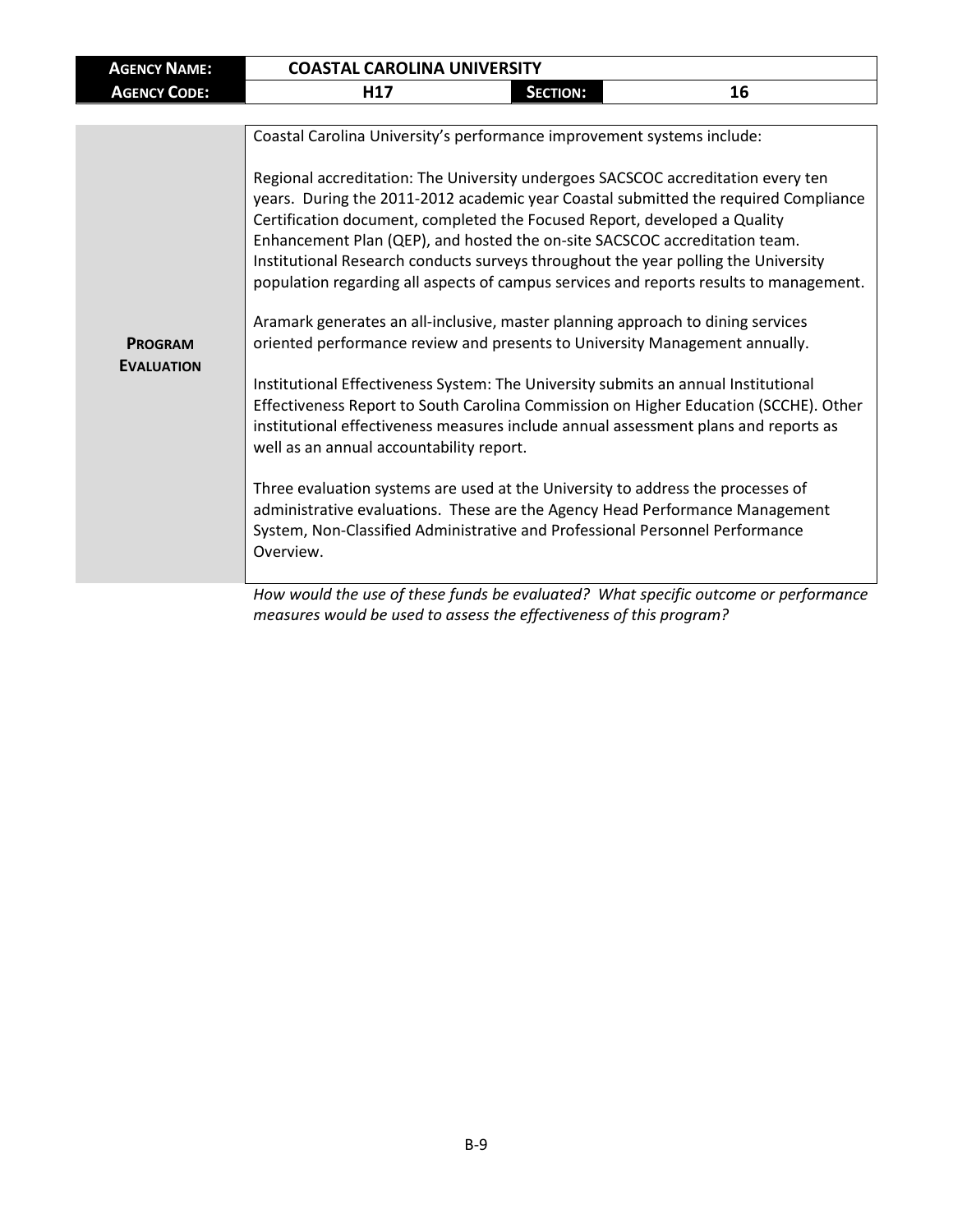| AGENCY NAME: | COASTAL CAROLINA UNIVERSITY | | |
|---|---|---|---|
| AGENCY CODE: | H17 | SECTION: | 16 |

| | |
|---|---|
| **PROGRAM EVALUATION** | Coastal Carolina University's performance improvement systems include:<br><br>Regional accreditation: The University undergoes SACSCOC accreditation every ten years. During the 2011-2012 academic year Coastal submitted the required Compliance Certification document, completed the Focused Report, developed a Quality Enhancement Plan (QEP), and hosted the on-site SACSCOC accreditation team. Institutional Research conducts surveys throughout the year polling the University population regarding all aspects of campus services and reports results to management.<br><br>Aramark generates an all-inclusive, master planning approach to dining services oriented performance review and presents to University Management annually.<br><br>Institutional Effectiveness System: The University submits an annual Institutional Effectiveness Report to South Carolina Commission on Higher Education (SCCHE). Other institutional effectiveness measures include annual assessment plans and reports as well as an annual accountability report.<br><br>Three evaluation systems are used at the University to address the processes of administrative evaluations. These are the Agency Head Performance Management System, Non-Classified Administrative and Professional Personnel Performance Overview. |
| | *How would the use of these funds be evaluated? What specific outcome or performance measures would be used to assess the effectiveness of this program?* |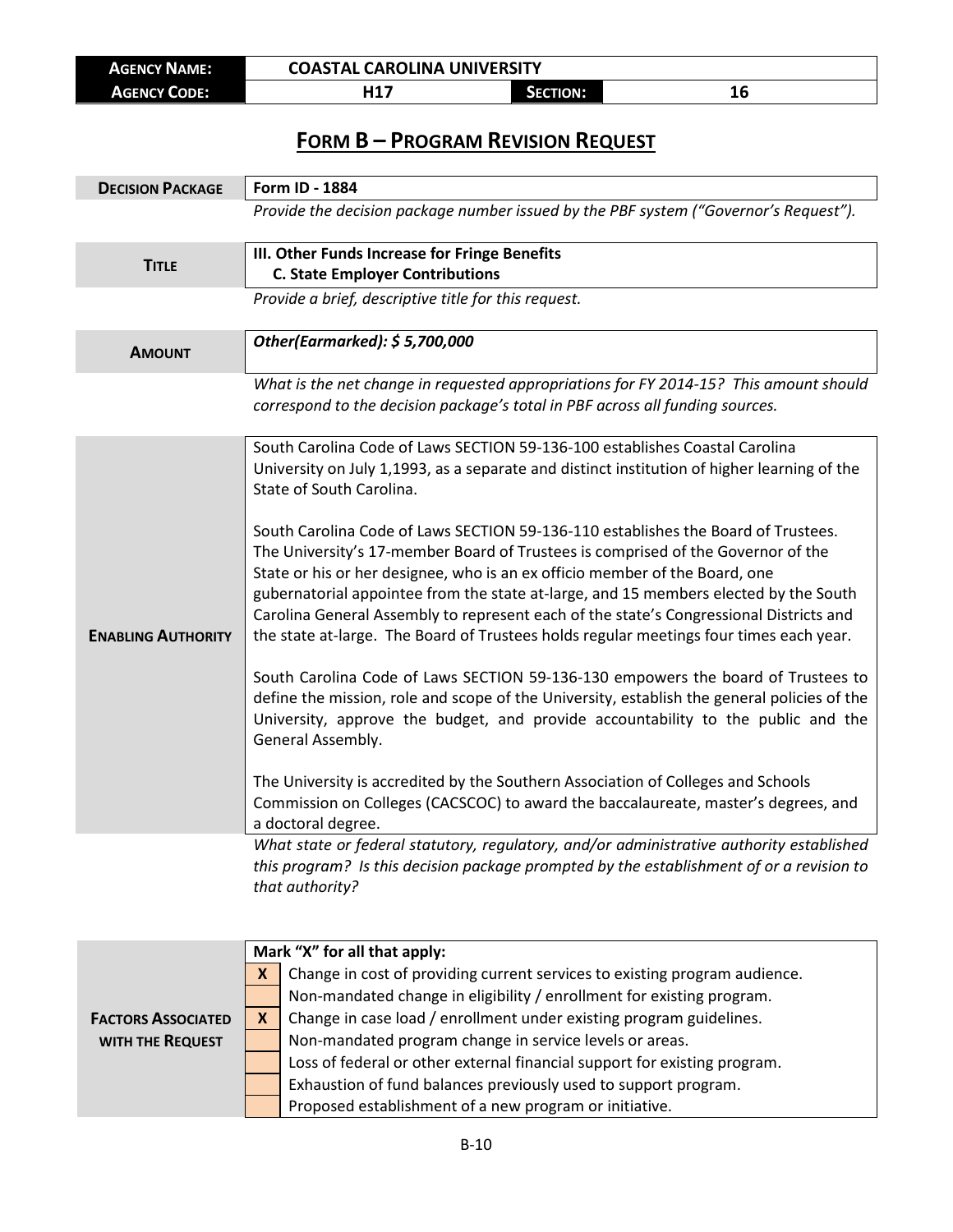| AGENCY NAME: | COASTAL CAROLINA UNIVERSITY | | |
|---|---|---|---|
| AGENCY CODE: | H17 | SECTION: | 16 |

# FORM B – PROGRAM REVISION REQUEST

| | |
|---|---|
| **DECISION PACKAGE** | **Form ID - 1884** |
| | *Provide the decision package number issued by the PBF system ("Governor's Request").* |
| **TITLE** | **III. Other Funds Increase for Fringe Benefits**<br>**C. State Employer Contributions** |
| | *Provide a brief, descriptive title for this request.* |
| **AMOUNT** | ***Other(Earmarked): $ 5,700,000*** |
| | *What is the net change in requested appropriations for FY 2014-15? This amount should correspond to the decision package's total in PBF across all funding sources.* |
| **ENABLING AUTHORITY** | South Carolina Code of Laws SECTION 59-136-100 establishes Coastal Carolina University on July 1,1993, as a separate and distinct institution of higher learning of the State of South Carolina.<br><br>South Carolina Code of Laws SECTION 59-136-110 establishes the Board of Trustees. The University's 17-member Board of Trustees is comprised of the Governor of the State or his or her designee, who is an ex officio member of the Board, one gubernatorial appointee from the state at-large, and 15 members elected by the South Carolina General Assembly to represent each of the state's Congressional Districts and the state at-large. The Board of Trustees holds regular meetings four times each year.<br><br>South Carolina Code of Laws SECTION 59-136-130 empowers the board of Trustees to define the mission, role and scope of the University, establish the general policies of the University, approve the budget, and provide accountability to the public and the General Assembly.<br><br>The University is accredited by the Southern Association of Colleges and Schools Commission on Colleges (CACSCOC) to award the baccalaureate, master's degrees, and a doctoral degree. |
| | *What state or federal statutory, regulatory, and/or administrative authority established this program? Is this decision package prompted by the establishment of or a revision to that authority?* |

| **FACTORS ASSOCIATED WITH THE REQUEST** | **Mark "X" for all that apply:** |
|---|---|
| X | Change in cost of providing current services to existing program audience. |
| | Non-mandated change in eligibility / enrollment for existing program. |
| X | Change in case load / enrollment under existing program guidelines. |
| | Non-mandated program change in service levels or areas. |
| | Loss of federal or other external financial support for existing program. |
| | Exhaustion of fund balances previously used to support program. |
| | Proposed establishment of a new program or initiative. |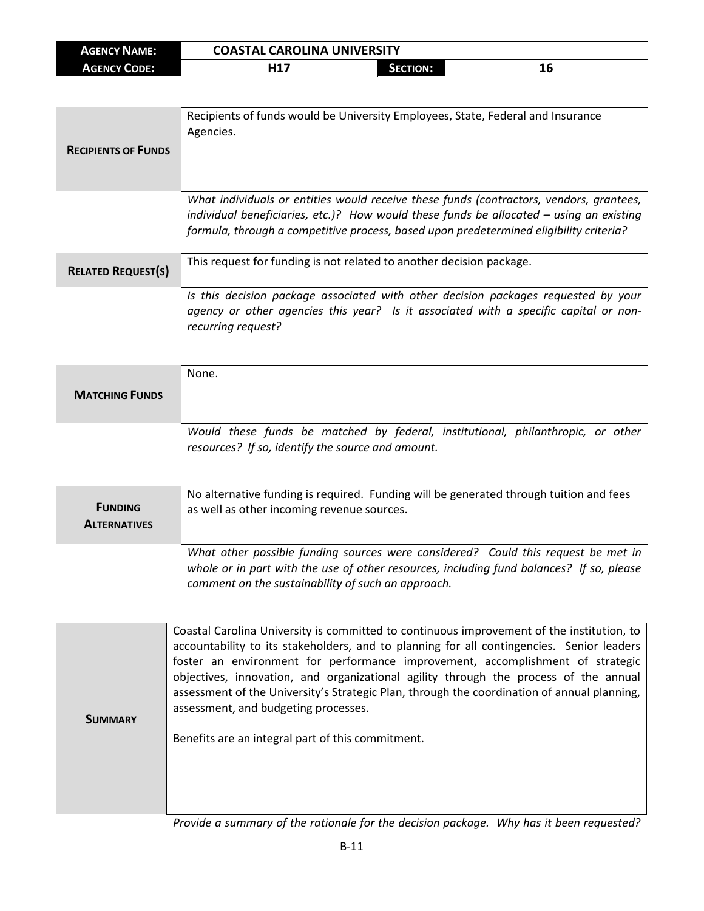| **AGENCY NAME:** | **COASTAL CAROLINA UNIVERSITY** | | |
|---|---|---|---|
| **AGENCY CODE:** | **H17** | **SECTION:** | **16** |

| | |
|---|---|
| **RECIPIENTS OF FUNDS** | Recipients of funds would be University Employees, State, Federal and Insurance Agencies. |

*What individuals or entities would receive these funds (contractors, vendors, grantees, individual beneficiaries, etc.)? How would these funds be allocated – using an existing formula, through a competitive process, based upon predetermined eligibility criteria?*

| | |
|---|---|
| **RELATED REQUEST(S)** | This request for funding is not related to another decision package. |

*Is this decision package associated with other decision packages requested by your agency or other agencies this year? Is it associated with a specific capital or non-recurring request?*

| | |
|---|---|
| **MATCHING FUNDS** | None. |

*Would these funds be matched by federal, institutional, philanthropic, or other resources? If so, identify the source and amount.*

| | |
|---|---|
| **FUNDING ALTERNATIVES** | No alternative funding is required. Funding will be generated through tuition and fees as well as other incoming revenue sources. |

*What other possible funding sources were considered? Could this request be met in whole or in part with the use of other resources, including fund balances? If so, please comment on the sustainability of such an approach.*

| | |
|---|---|
| **SUMMARY** | Coastal Carolina University is committed to continuous improvement of the institution, to accountability to its stakeholders, and to planning for all contingencies. Senior leaders foster an environment for performance improvement, accomplishment of strategic objectives, innovation, and organizational agility through the process of the annual assessment of the University's Strategic Plan, through the coordination of annual planning, assessment, and budgeting processes.<br><br>Benefits are an integral part of this commitment. |

*Provide a summary of the rationale for the decision package. Why has it been requested?*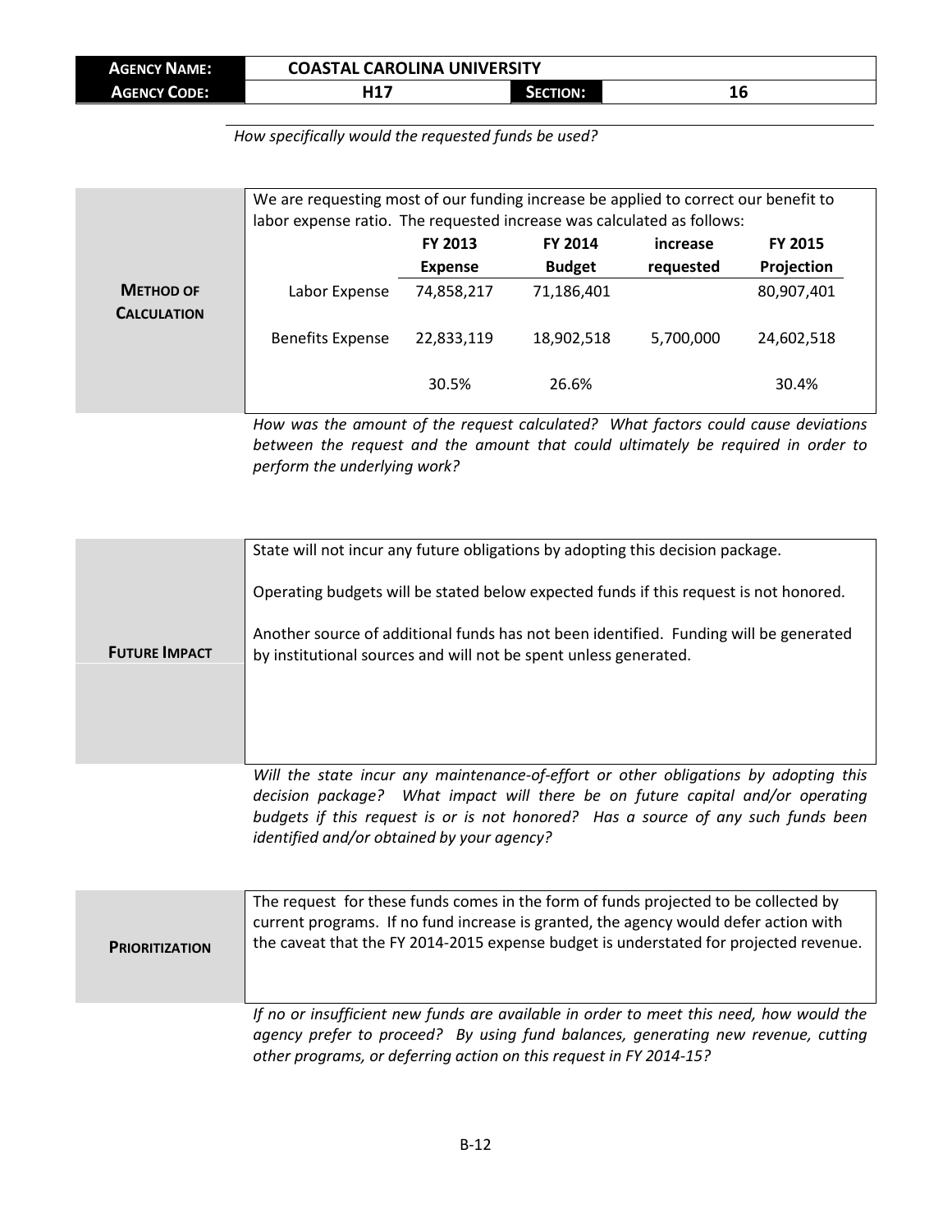| **AGENCY NAME:** | **COASTAL CAROLINA UNIVERSITY** | | |
|---|---|---|---|
| **AGENCY CODE:** | **H17** | **SECTION:** | **16** |

*How specifically would the requested funds be used?*

**METHOD OF CALCULATION**

We are requesting most of our funding increase be applied to correct our benefit to labor expense ratio. The requested increase was calculated as follows:

| | FY 2013 Expense | FY 2014 Budget | increase requested | FY 2015 Projection |
|---|---|---|---|---|
| Labor Expense | 74,858,217 | 71,186,401 | | 80,907,401 |
| Benefits Expense | 22,833,119 | 18,902,518 | 5,700,000 | 24,602,518 |
| | 30.5% | 26.6% | | 30.4% |

*How was the amount of the request calculated? What factors could cause deviations between the request and the amount that could ultimately be required in order to perform the underlying work?*

**FUTURE IMPACT**

State will not incur any future obligations by adopting this decision package.

Operating budgets will be stated below expected funds if this request is not honored.

Another source of additional funds has not been identified. Funding will be generated by institutional sources and will not be spent unless generated.

*Will the state incur any maintenance-of-effort or other obligations by adopting this decision package? What impact will there be on future capital and/or operating budgets if this request is or is not honored? Has a source of any such funds been identified and/or obtained by your agency?*

**PRIORITIZATION**

The request for these funds comes in the form of funds projected to be collected by current programs. If no fund increase is granted, the agency would defer action with the caveat that the FY 2014-2015 expense budget is understated for projected revenue.

*If no or insufficient new funds are available in order to meet this need, how would the agency prefer to proceed? By using fund balances, generating new revenue, cutting other programs, or deferring action on this request in FY 2014-15?*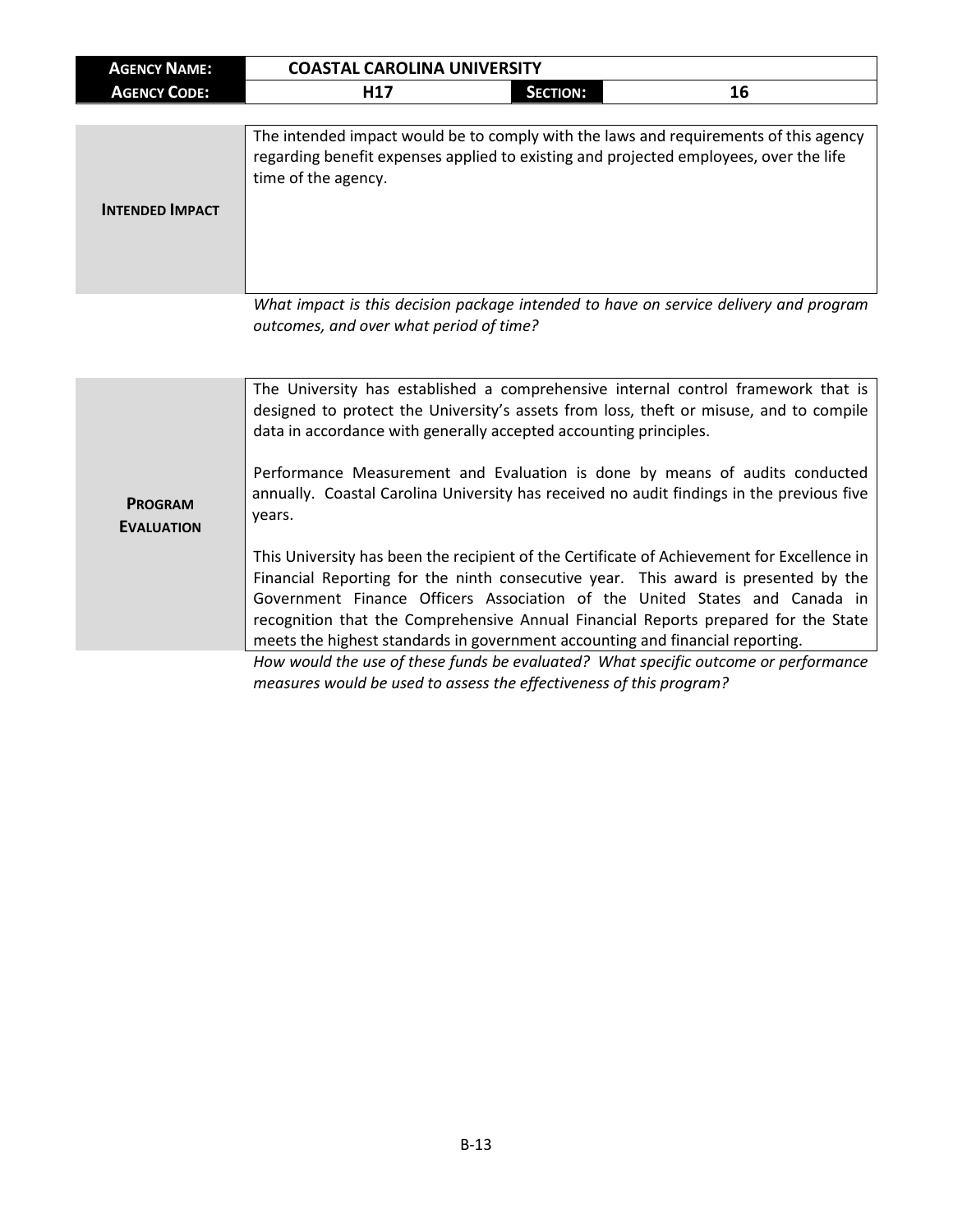| **AGENCY NAME:** | **COASTAL CAROLINA UNIVERSITY** | | |
|---|---|---|---|
| **AGENCY CODE:** | **H17** | **SECTION:** | **16** |

| **INTENDED IMPACT** | The intended impact would be to comply with the laws and requirements of this agency regarding benefit expenses applied to existing and projected employees, over the life time of the agency. |
|---|---|

*What impact is this decision package intended to have on service delivery and program outcomes, and over what period of time?*

| **PROGRAM EVALUATION** | The University has established a comprehensive internal control framework that is designed to protect the University's assets from loss, theft or misuse, and to compile data in accordance with generally accepted accounting principles.<br><br>Performance Measurement and Evaluation is done by means of audits conducted annually. Coastal Carolina University has received no audit findings in the previous five years.<br><br>This University has been the recipient of the Certificate of Achievement for Excellence in Financial Reporting for the ninth consecutive year. This award is presented by the Government Finance Officers Association of the United States and Canada in recognition that the Comprehensive Annual Financial Reports prepared for the State meets the highest standards in government accounting and financial reporting. |
|---|---|

*How would the use of these funds be evaluated? What specific outcome or performance measures would be used to assess the effectiveness of this program?*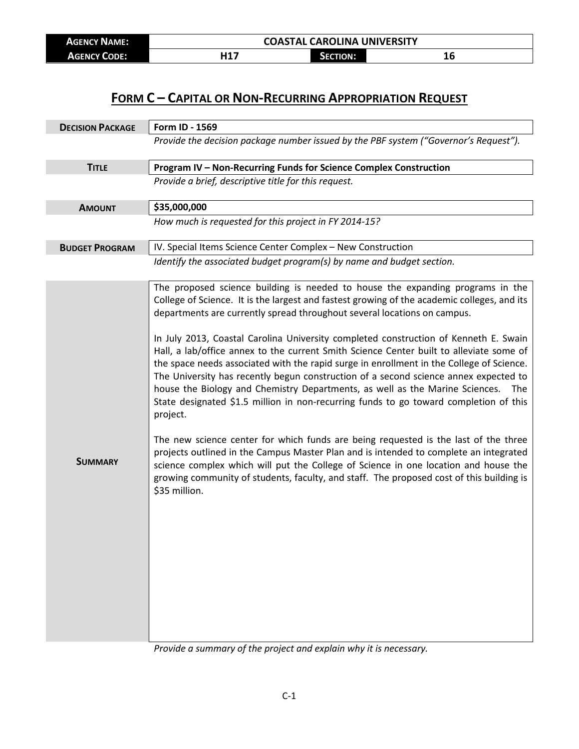| **Agency Name:** | **Coastal Carolina University** | | |
|---|---|---|---|
| **Agency Code:** | **H17** | **Section:** | **16** |

# Form C – Capital or Non-Recurring Appropriation Request

| | |
|---|---|
| **Decision Package** | **Form ID - 1569** |
| | *Provide the decision package number issued by the PBF system ("Governor's Request").* |
| **Title** | **Program IV – Non-Recurring Funds for Science Complex Construction** |
| | *Provide a brief, descriptive title for this request.* |
| **Amount** | **$35,000,000** |
| | *How much is requested for this project in FY 2014-15?* |
| **Budget Program** | IV. Special Items Science Center Complex – New Construction |
| | *Identify the associated budget program(s) by name and budget section.* |
| **Summary** | The proposed science building is needed to house the expanding programs in the College of Science. It is the largest and fastest growing of the academic colleges, and its departments are currently spread throughout several locations on campus.<br><br>In July 2013, Coastal Carolina University completed construction of Kenneth E. Swain Hall, a lab/office annex to the current Smith Science Center built to alleviate some of the space needs associated with the rapid surge in enrollment in the College of Science. The University has recently begun construction of a second science annex expected to house the Biology and Chemistry Departments, as well as the Marine Sciences. The State designated $1.5 million in non-recurring funds to go toward completion of this project.<br><br>The new science center for which funds are being requested is the last of the three projects outlined in the Campus Master Plan and is intended to complete an integrated science complex which will put the College of Science in one location and house the growing community of students, faculty, and staff. The proposed cost of this building is $35 million. |
| | *Provide a summary of the project and explain why it is necessary.* |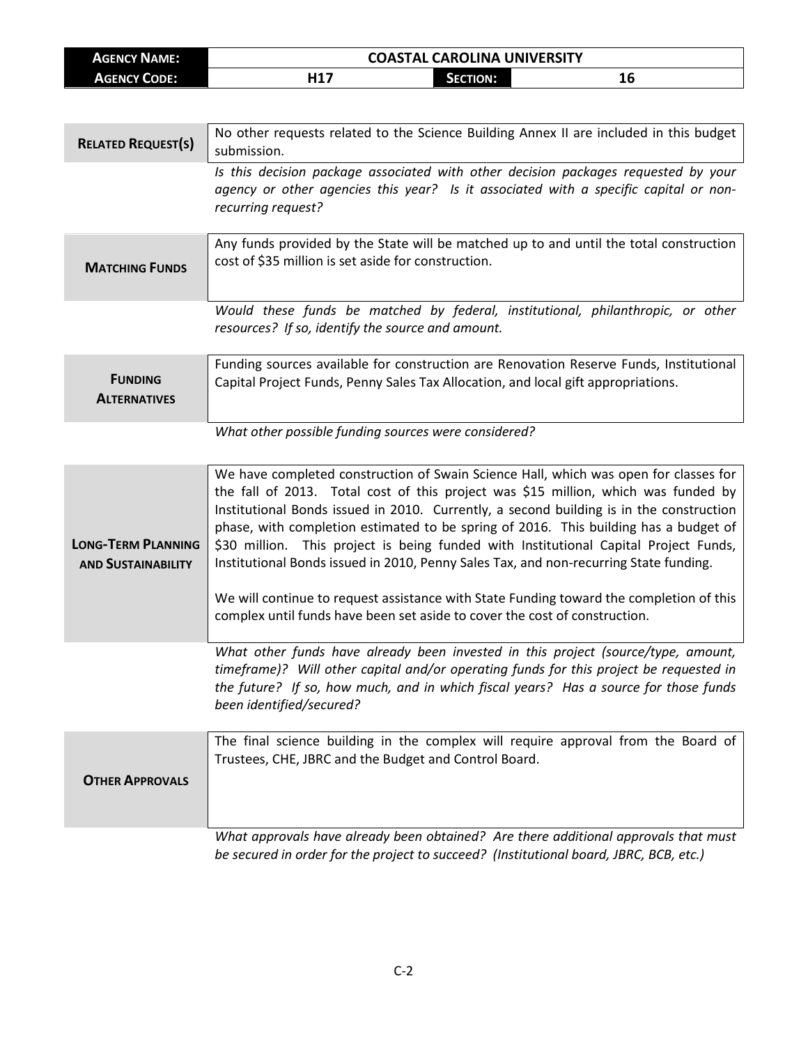| **Agency Name:** | **Coastal Carolina University** | | |
|---|---|---|---|
| **Agency Code:** | **H17** | **Section:** | **16** |

| | |
|---|---|
| **Related Request(s)** | No other requests related to the Science Building Annex II are included in this budget submission. |
| | *Is this decision package associated with other decision packages requested by your agency or other agencies this year? Is it associated with a specific capital or non-recurring request?* |

| | |
|---|---|
| **Matching Funds** | Any funds provided by the State will be matched up to and until the total construction cost of $35 million is set aside for construction. |
| | *Would these funds be matched by federal, institutional, philanthropic, or other resources? If so, identify the source and amount.* |

| | |
|---|---|
| **Funding Alternatives** | Funding sources available for construction are Renovation Reserve Funds, Institutional Capital Project Funds, Penny Sales Tax Allocation, and local gift appropriations. |
| | *What other possible funding sources were considered?* |

| | |
|---|---|
| **Long-Term Planning and Sustainability** | We have completed construction of Swain Science Hall, which was open for classes for the fall of 2013. Total cost of this project was $15 million, which was funded by Institutional Bonds issued in 2010. Currently, a second building is in the construction phase, with completion estimated to be spring of 2016. This building has a budget of $30 million. This project is being funded with Institutional Capital Project Funds, Institutional Bonds issued in 2010, Penny Sales Tax, and non-recurring State funding.<br><br>We will continue to request assistance with State Funding toward the completion of this complex until funds have been set aside to cover the cost of construction. |
| | *What other funds have already been invested in this project (source/type, amount, timeframe)? Will other capital and/or operating funds for this project be requested in the future? If so, how much, and in which fiscal years? Has a source for those funds been identified/secured?* |

| | |
|---|---|
| **Other Approvals** | The final science building in the complex will require approval from the Board of Trustees, CHE, JBRC and the Budget and Control Board. |
| | *What approvals have already been obtained? Are there additional approvals that must be secured in order for the project to succeed? (Institutional board, JBRC, BCB, etc.)* |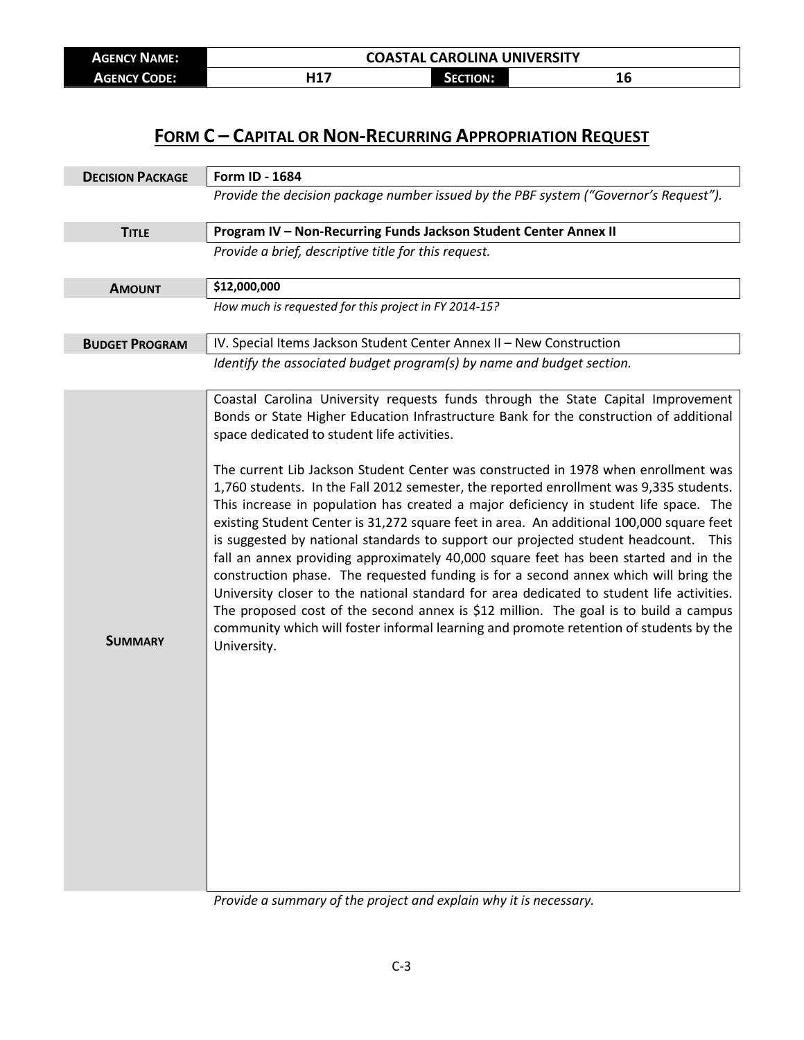| **Agency Name:** | **COASTAL CAROLINA UNIVERSITY** | | |
|---|---|---|---|
| **Agency Code:** | **H17** | **Section:** | **16** |

# FORM C – CAPITAL OR NON-RECURRING APPROPRIATION REQUEST

| | |
|---|---|
| **Decision Package** | **Form ID - 1684** |
| | *Provide the decision package number issued by the PBF system ("Governor's Request").* |
| **Title** | **Program IV – Non-Recurring Funds Jackson Student Center Annex II** |
| | *Provide a brief, descriptive title for this request.* |
| **Amount** | **$12,000,000** |
| | *How much is requested for this project in FY 2014-15?* |
| **Budget Program** | IV. Special Items Jackson Student Center Annex II – New Construction |
| | *Identify the associated budget program(s) by name and budget section.* |
| **Summary** | Coastal Carolina University requests funds through the State Capital Improvement Bonds or State Higher Education Infrastructure Bank for the construction of additional space dedicated to student life activities.<br><br>The current Lib Jackson Student Center was constructed in 1978 when enrollment was 1,760 students. In the Fall 2012 semester, the reported enrollment was 9,335 students. This increase in population has created a major deficiency in student life space. The existing Student Center is 31,272 square feet in area. An additional 100,000 square feet is suggested by national standards to support our projected student headcount. This fall an annex providing approximately 40,000 square feet has been started and in the construction phase. The requested funding is for a second annex which will bring the University closer to the national standard for area dedicated to student life activities. The proposed cost of the second annex is $12 million. The goal is to build a campus community which will foster informal learning and promote retention of students by the University. |
| | *Provide a summary of the project and explain why it is necessary.* |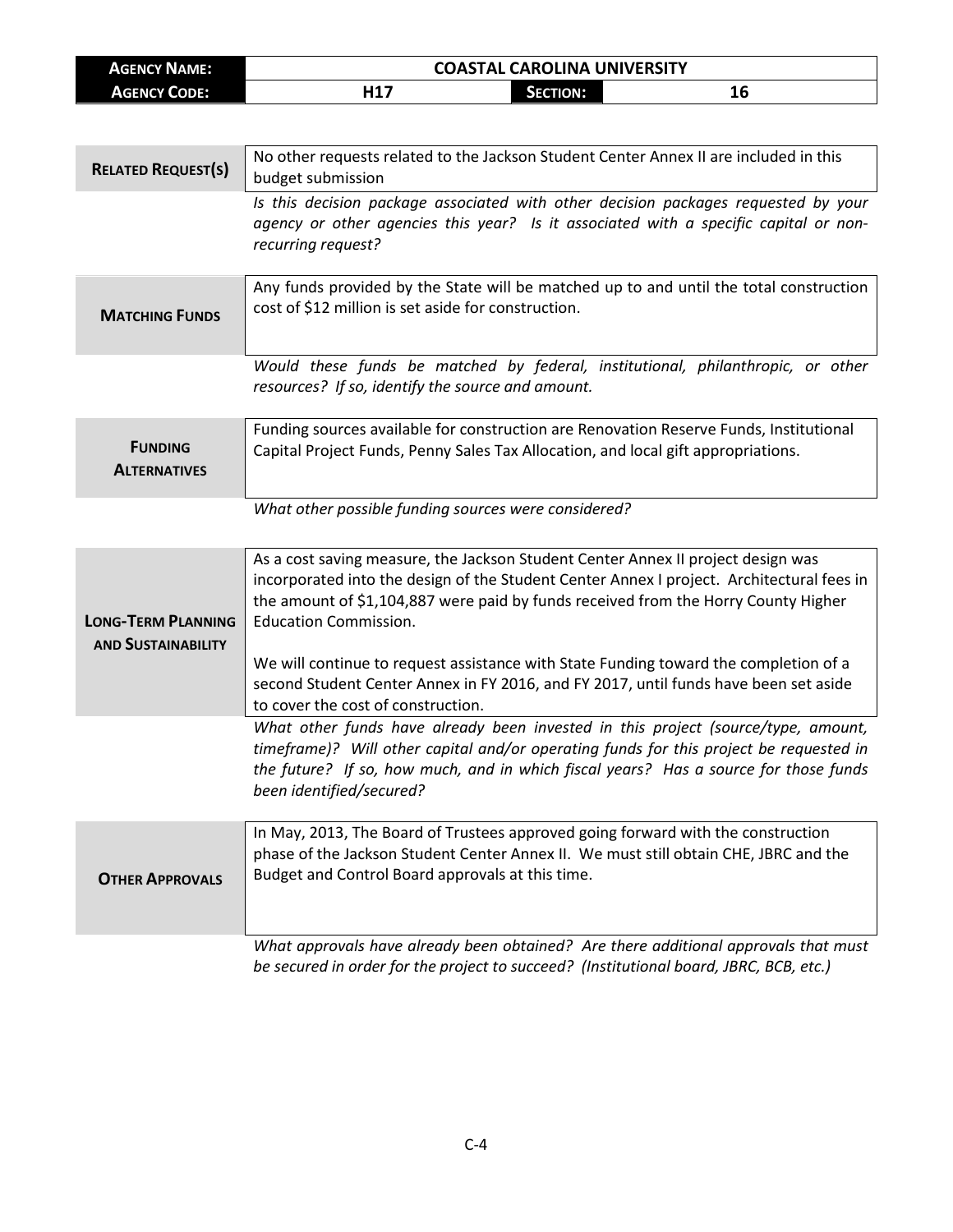| AGENCY NAME: | COASTAL CAROLINA UNIVERSITY | | |
|---|---|---|---|
| AGENCY CODE: | H17 | SECTION: | 16 |

| | |
|---|---|
| **RELATED REQUEST(S)** | No other requests related to the Jackson Student Center Annex II are included in this budget submission |

*Is this decision package associated with other decision packages requested by your agency or other agencies this year? Is it associated with a specific capital or non-recurring request?*

| | |
|---|---|
| **MATCHING FUNDS** | Any funds provided by the State will be matched up to and until the total construction cost of $12 million is set aside for construction. |

*Would these funds be matched by federal, institutional, philanthropic, or other resources? If so, identify the source and amount.*

| | |
|---|---|
| **FUNDING ALTERNATIVES** | Funding sources available for construction are Renovation Reserve Funds, Institutional Capital Project Funds, Penny Sales Tax Allocation, and local gift appropriations. |

*What other possible funding sources were considered?*

| | |
|---|---|
| **LONG-TERM PLANNING AND SUSTAINABILITY** | As a cost saving measure, the Jackson Student Center Annex II project design was incorporated into the design of the Student Center Annex I project. Architectural fees in the amount of $1,104,887 were paid by funds received from the Horry County Higher Education Commission.<br><br>We will continue to request assistance with State Funding toward the completion of a second Student Center Annex in FY 2016, and FY 2017, until funds have been set aside to cover the cost of construction. |

*What other funds have already been invested in this project (source/type, amount, timeframe)? Will other capital and/or operating funds for this project be requested in the future? If so, how much, and in which fiscal years? Has a source for those funds been identified/secured?*

| | |
|---|---|
| **OTHER APPROVALS** | In May, 2013, The Board of Trustees approved going forward with the construction phase of the Jackson Student Center Annex II. We must still obtain CHE, JBRC and the Budget and Control Board approvals at this time. |

*What approvals have already been obtained? Are there additional approvals that must be secured in order for the project to succeed? (Institutional board, JBRC, BCB, etc.)*